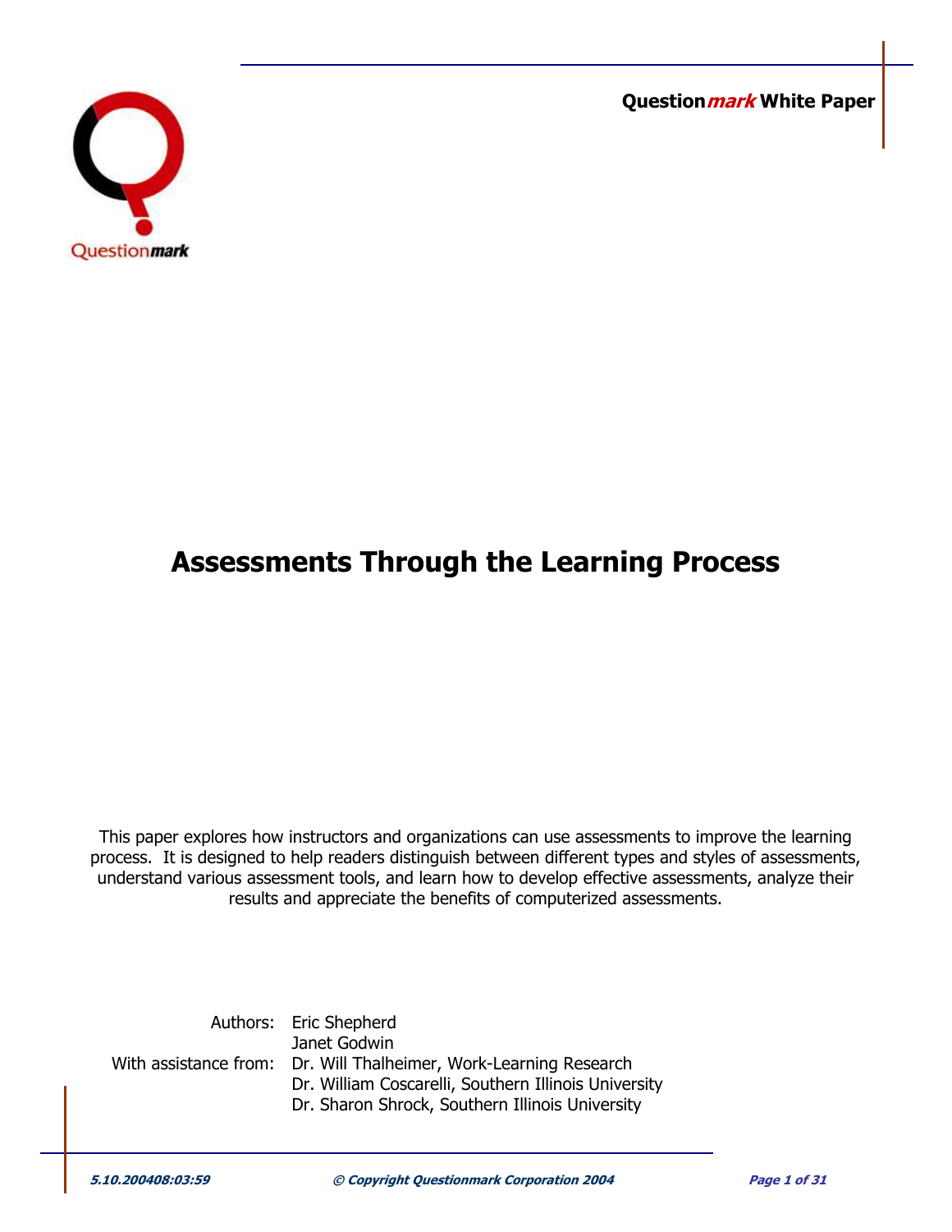**Questionmark White Paper**

# Assessments Through the Learning Process

This paper explores how instructors and organizations can use assessments to improve the learning process. It is designed to help readers distinguish between different types and styles of assessments, understand various assessment tools, and learn how to develop effective assessments, analyze their results and appreciate the benefits of computerized assessments.

Authors: Eric Shepherd
Janet Godwin

With assistance from: Dr. Will Thalheimer, Work-Learning Research
Dr. William Coscarelli, Southern Illinois University
Dr. Sharon Shrock, Southern Illinois University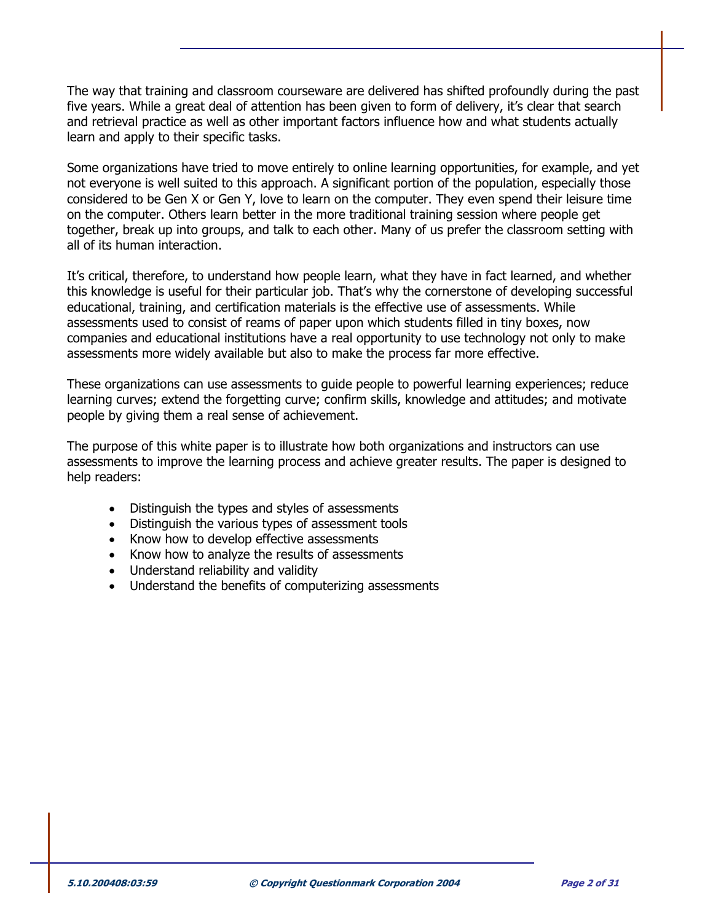The way that training and classroom courseware are delivered has shifted profoundly during the past five years. While a great deal of attention has been given to form of delivery, it's clear that search and retrieval practice as well as other important factors influence how and what students actually learn and apply to their specific tasks.

Some organizations have tried to move entirely to online learning opportunities, for example, and yet not everyone is well suited to this approach. A significant portion of the population, especially those considered to be Gen X or Gen Y, love to learn on the computer. They even spend their leisure time on the computer. Others learn better in the more traditional training session where people get together, break up into groups, and talk to each other. Many of us prefer the classroom setting with all of its human interaction.

It's critical, therefore, to understand how people learn, what they have in fact learned, and whether this knowledge is useful for their particular job. That's why the cornerstone of developing successful educational, training, and certification materials is the effective use of assessments. While assessments used to consist of reams of paper upon which students filled in tiny boxes, now companies and educational institutions have a real opportunity to use technology not only to make assessments more widely available but also to make the process far more effective.

These organizations can use assessments to guide people to powerful learning experiences; reduce learning curves; extend the forgetting curve; confirm skills, knowledge and attitudes; and motivate people by giving them a real sense of achievement.

The purpose of this white paper is to illustrate how both organizations and instructors can use assessments to improve the learning process and achieve greater results. The paper is designed to help readers:

- Distinguish the types and styles of assessments
- Distinguish the various types of assessment tools
- Know how to develop effective assessments
- Know how to analyze the results of assessments
- Understand reliability and validity
- Understand the benefits of computerizing assessments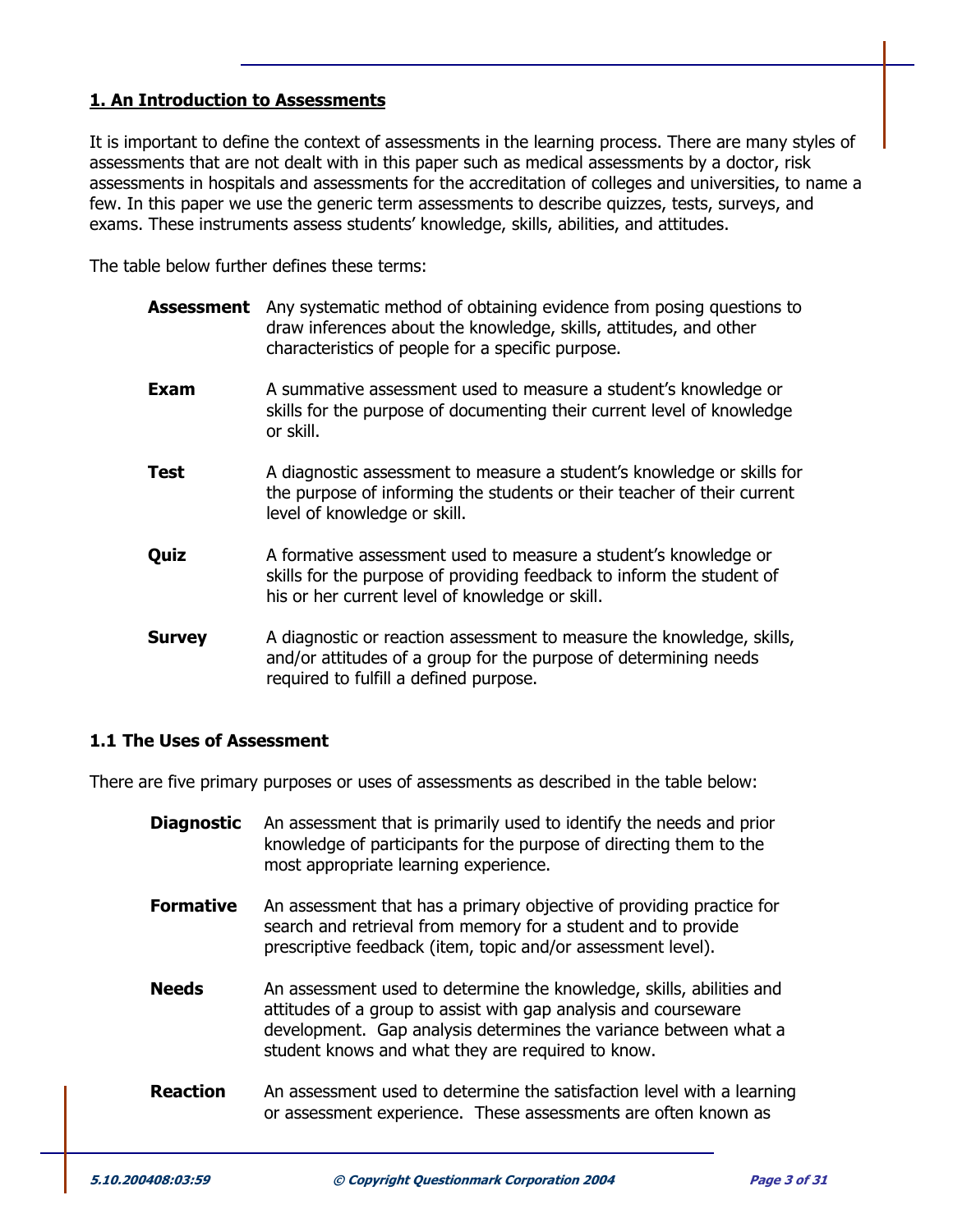## 1. An Introduction to Assessments

It is important to define the context of assessments in the learning process. There are many styles of assessments that are not dealt with in this paper such as medical assessments by a doctor, risk assessments in hospitals and assessments for the accreditation of colleges and universities, to name a few. In this paper we use the generic term assessments to describe quizzes, tests, surveys, and exams. These instruments assess students' knowledge, skills, abilities, and attitudes.

The table below further defines these terms:

| | |
|---|---|
| **Assessment** | Any systematic method of obtaining evidence from posing questions to draw inferences about the knowledge, skills, attitudes, and other characteristics of people for a specific purpose. |
| **Exam** | A summative assessment used to measure a student's knowledge or skills for the purpose of documenting their current level of knowledge or skill. |
| **Test** | A diagnostic assessment to measure a student's knowledge or skills for the purpose of informing the students or their teacher of their current level of knowledge or skill. |
| **Quiz** | A formative assessment used to measure a student's knowledge or skills for the purpose of providing feedback to inform the student of his or her current level of knowledge or skill. |
| **Survey** | A diagnostic or reaction assessment to measure the knowledge, skills, and/or attitudes of a group for the purpose of determining needs required to fulfill a defined purpose. |

### 1.1 The Uses of Assessment

There are five primary purposes or uses of assessments as described in the table below:

| | |
|---|---|
| **Diagnostic** | An assessment that is primarily used to identify the needs and prior knowledge of participants for the purpose of directing them to the most appropriate learning experience. |
| **Formative** | An assessment that has a primary objective of providing practice for search and retrieval from memory for a student and to provide prescriptive feedback (item, topic and/or assessment level). |
| **Needs** | An assessment used to determine the knowledge, skills, abilities and attitudes of a group to assist with gap analysis and courseware development. Gap analysis determines the variance between what a student knows and what they are required to know. |
| **Reaction** | An assessment used to determine the satisfaction level with a learning or assessment experience. These assessments are often known as |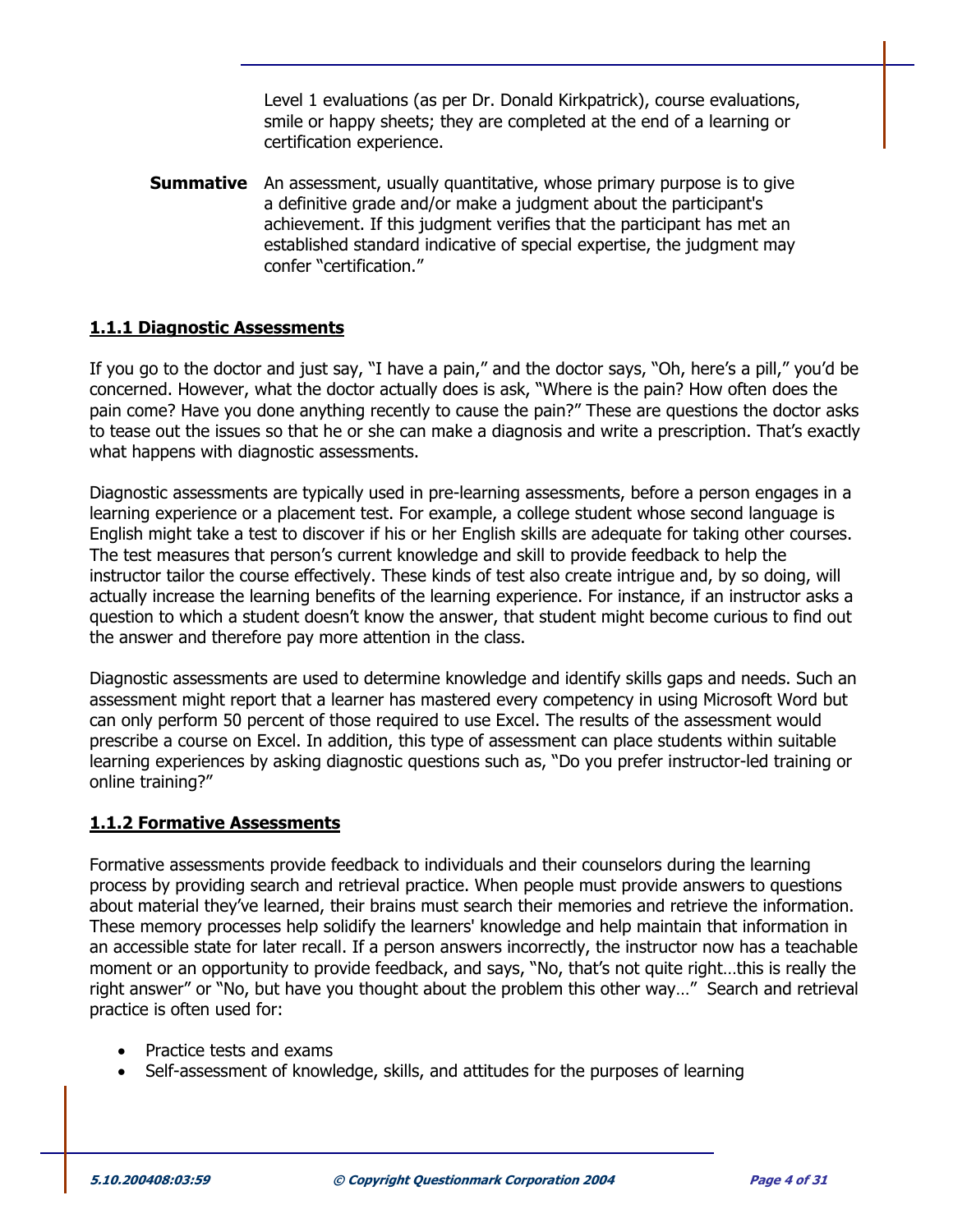Level 1 evaluations (as per Dr. Donald Kirkpatrick), course evaluations, smile or happy sheets; they are completed at the end of a learning or certification experience.

**Summative** An assessment, usually quantitative, whose primary purpose is to give a definitive grade and/or make a judgment about the participant's achievement. If this judgment verifies that the participant has met an established standard indicative of special expertise, the judgment may confer "certification."

### 1.1.1 Diagnostic Assessments

If you go to the doctor and just say, "I have a pain," and the doctor says, "Oh, here's a pill," you'd be concerned. However, what the doctor actually does is ask, "Where is the pain? How often does the pain come? Have you done anything recently to cause the pain?" These are questions the doctor asks to tease out the issues so that he or she can make a diagnosis and write a prescription. That's exactly what happens with diagnostic assessments.

Diagnostic assessments are typically used in pre-learning assessments, before a person engages in a learning experience or a placement test. For example, a college student whose second language is English might take a test to discover if his or her English skills are adequate for taking other courses. The test measures that person's current knowledge and skill to provide feedback to help the instructor tailor the course effectively. These kinds of test also create intrigue and, by so doing, will actually increase the learning benefits of the learning experience. For instance, if an instructor asks a question to which a student doesn't know the answer, that student might become curious to find out the answer and therefore pay more attention in the class.

Diagnostic assessments are used to determine knowledge and identify skills gaps and needs. Such an assessment might report that a learner has mastered every competency in using Microsoft Word but can only perform 50 percent of those required to use Excel. The results of the assessment would prescribe a course on Excel. In addition, this type of assessment can place students within suitable learning experiences by asking diagnostic questions such as, "Do you prefer instructor-led training or online training?"

### 1.1.2 Formative Assessments

Formative assessments provide feedback to individuals and their counselors during the learning process by providing search and retrieval practice. When people must provide answers to questions about material they've learned, their brains must search their memories and retrieve the information. These memory processes help solidify the learners' knowledge and help maintain that information in an accessible state for later recall. If a person answers incorrectly, the instructor now has a teachable moment or an opportunity to provide feedback, and says, "No, that's not quite right…this is really the right answer" or "No, but have you thought about the problem this other way…" Search and retrieval practice is often used for:

- Practice tests and exams
- Self-assessment of knowledge, skills, and attitudes for the purposes of learning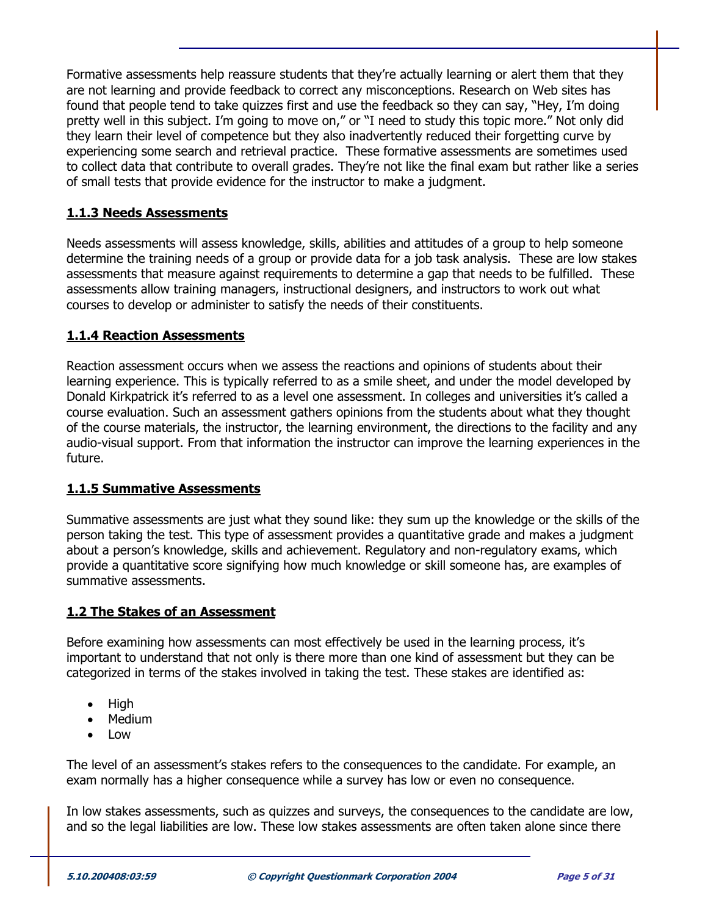Formative assessments help reassure students that they're actually learning or alert them that they are not learning and provide feedback to correct any misconceptions. Research on Web sites has found that people tend to take quizzes first and use the feedback so they can say, "Hey, I'm doing pretty well in this subject. I'm going to move on," or "I need to study this topic more." Not only did they learn their level of competence but they also inadvertently reduced their forgetting curve by experiencing some search and retrieval practice. These formative assessments are sometimes used to collect data that contribute to overall grades. They're not like the final exam but rather like a series of small tests that provide evidence for the instructor to make a judgment.

### 1.1.3 Needs Assessments

Needs assessments will assess knowledge, skills, abilities and attitudes of a group to help someone determine the training needs of a group or provide data for a job task analysis. These are low stakes assessments that measure against requirements to determine a gap that needs to be fulfilled. These assessments allow training managers, instructional designers, and instructors to work out what courses to develop or administer to satisfy the needs of their constituents.

### 1.1.4 Reaction Assessments

Reaction assessment occurs when we assess the reactions and opinions of students about their learning experience. This is typically referred to as a smile sheet, and under the model developed by Donald Kirkpatrick it's referred to as a level one assessment. In colleges and universities it's called a course evaluation. Such an assessment gathers opinions from the students about what they thought of the course materials, the instructor, the learning environment, the directions to the facility and any audio-visual support. From that information the instructor can improve the learning experiences in the future.

### 1.1.5 Summative Assessments

Summative assessments are just what they sound like: they sum up the knowledge or the skills of the person taking the test. This type of assessment provides a quantitative grade and makes a judgment about a person's knowledge, skills and achievement. Regulatory and non-regulatory exams, which provide a quantitative score signifying how much knowledge or skill someone has, are examples of summative assessments.

## 1.2 The Stakes of an Assessment

Before examining how assessments can most effectively be used in the learning process, it's important to understand that not only is there more than one kind of assessment but they can be categorized in terms of the stakes involved in taking the test. These stakes are identified as:

- High
- Medium
- Low

The level of an assessment's stakes refers to the consequences to the candidate. For example, an exam normally has a higher consequence while a survey has low or even no consequence.

In low stakes assessments, such as quizzes and surveys, the consequences to the candidate are low, and so the legal liabilities are low. These low stakes assessments are often taken alone since there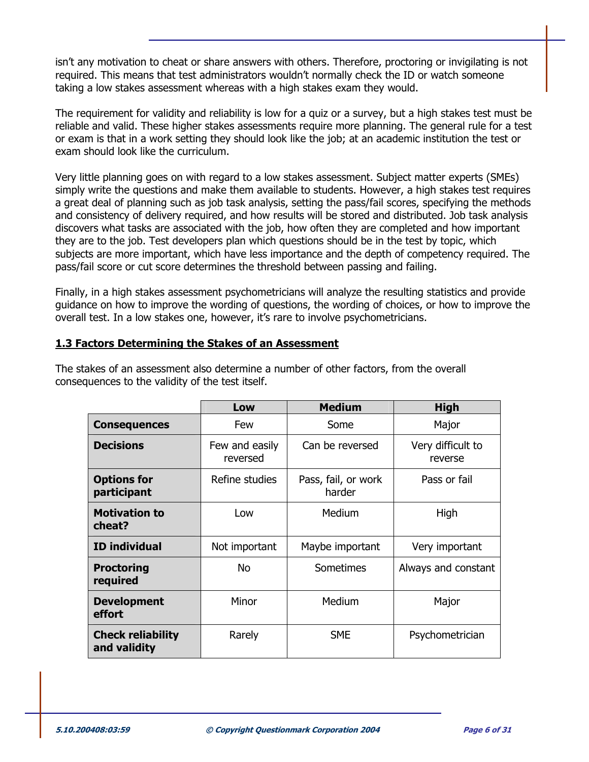isn't any motivation to cheat or share answers with others. Therefore, proctoring or invigilating is not required. This means that test administrators wouldn't normally check the ID or watch someone taking a low stakes assessment whereas with a high stakes exam they would.

The requirement for validity and reliability is low for a quiz or a survey, but a high stakes test must be reliable and valid. These higher stakes assessments require more planning. The general rule for a test or exam is that in a work setting they should look like the job; at an academic institution the test or exam should look like the curriculum.

Very little planning goes on with regard to a low stakes assessment. Subject matter experts (SMEs) simply write the questions and make them available to students. However, a high stakes test requires a great deal of planning such as job task analysis, setting the pass/fail scores, specifying the methods and consistency of delivery required, and how results will be stored and distributed. Job task analysis discovers what tasks are associated with the job, how often they are completed and how important they are to the job. Test developers plan which questions should be in the test by topic, which subjects are more important, which have less importance and the depth of competency required. The pass/fail score or cut score determines the threshold between passing and failing.

Finally, in a high stakes assessment psychometricians will analyze the resulting statistics and provide guidance on how to improve the wording of questions, the wording of choices, or how to improve the overall test. In a low stakes one, however, it's rare to involve psychometricians.

## 1.3 Factors Determining the Stakes of an Assessment

The stakes of an assessment also determine a number of other factors, from the overall consequences to the validity of the test itself.

| | Low | Medium | High |
|---|---|---|---|
| **Consequences** | Few | Some | Major |
| **Decisions** | Few and easily reversed | Can be reversed | Very difficult to reverse |
| **Options for participant** | Refine studies | Pass, fail, or work harder | Pass or fail |
| **Motivation to cheat?** | Low | Medium | High |
| **ID individual** | Not important | Maybe important | Very important |
| **Proctoring required** | No | Sometimes | Always and constant |
| **Development effort** | Minor | Medium | Major |
| **Check reliability and validity** | Rarely | SME | Psychometrician |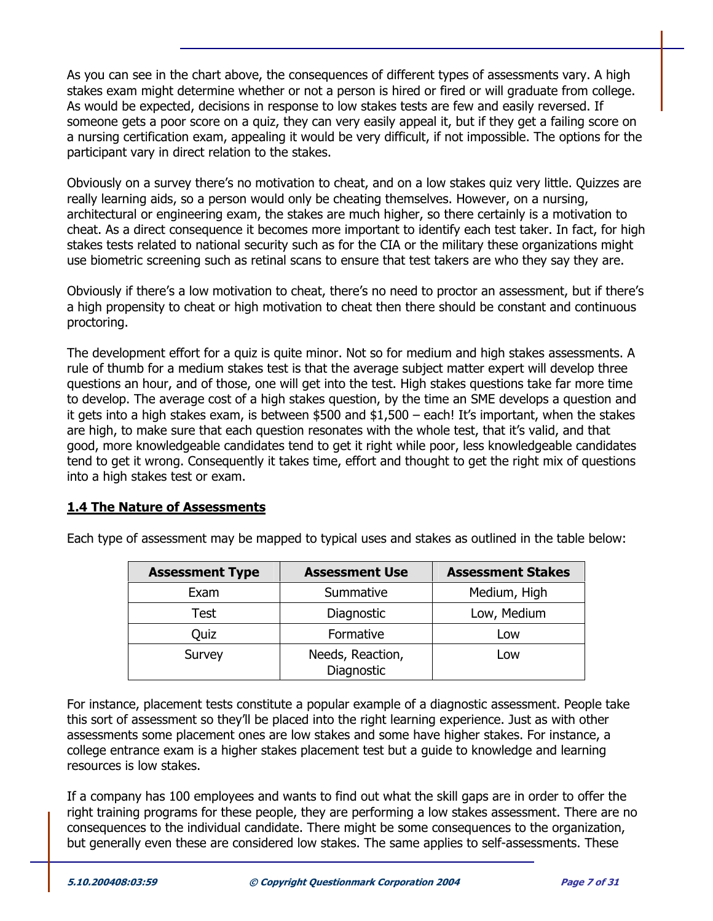As you can see in the chart above, the consequences of different types of assessments vary. A high stakes exam might determine whether or not a person is hired or fired or will graduate from college. As would be expected, decisions in response to low stakes tests are few and easily reversed. If someone gets a poor score on a quiz, they can very easily appeal it, but if they get a failing score on a nursing certification exam, appealing it would be very difficult, if not impossible. The options for the participant vary in direct relation to the stakes.

Obviously on a survey there's no motivation to cheat, and on a low stakes quiz very little. Quizzes are really learning aids, so a person would only be cheating themselves. However, on a nursing, architectural or engineering exam, the stakes are much higher, so there certainly is a motivation to cheat. As a direct consequence it becomes more important to identify each test taker. In fact, for high stakes tests related to national security such as for the CIA or the military these organizations might use biometric screening such as retinal scans to ensure that test takers are who they say they are.

Obviously if there's a low motivation to cheat, there's no need to proctor an assessment, but if there's a high propensity to cheat or high motivation to cheat then there should be constant and continuous proctoring.

The development effort for a quiz is quite minor. Not so for medium and high stakes assessments. A rule of thumb for a medium stakes test is that the average subject matter expert will develop three questions an hour, and of those, one will get into the test. High stakes questions take far more time to develop. The average cost of a high stakes question, by the time an SME develops a question and it gets into a high stakes exam, is between $500 and $1,500 – each! It's important, when the stakes are high, to make sure that each question resonates with the whole test, that it's valid, and that good, more knowledgeable candidates tend to get it right while poor, less knowledgeable candidates tend to get it wrong. Consequently it takes time, effort and thought to get the right mix of questions into a high stakes test or exam.

## 1.4 The Nature of Assessments

Each type of assessment may be mapped to typical uses and stakes as outlined in the table below:

| Assessment Type | Assessment Use | Assessment Stakes |
|---|---|---|
| Exam | Summative | Medium, High |
| Test | Diagnostic | Low, Medium |
| Quiz | Formative | Low |
| Survey | Needs, Reaction, Diagnostic | Low |

For instance, placement tests constitute a popular example of a diagnostic assessment. People take this sort of assessment so they'll be placed into the right learning experience. Just as with other assessments some placement ones are low stakes and some have higher stakes. For instance, a college entrance exam is a higher stakes placement test but a guide to knowledge and learning resources is low stakes.

If a company has 100 employees and wants to find out what the skill gaps are in order to offer the right training programs for these people, they are performing a low stakes assessment. There are no consequences to the individual candidate. There might be some consequences to the organization, but generally even these are considered low stakes. The same applies to self-assessments. These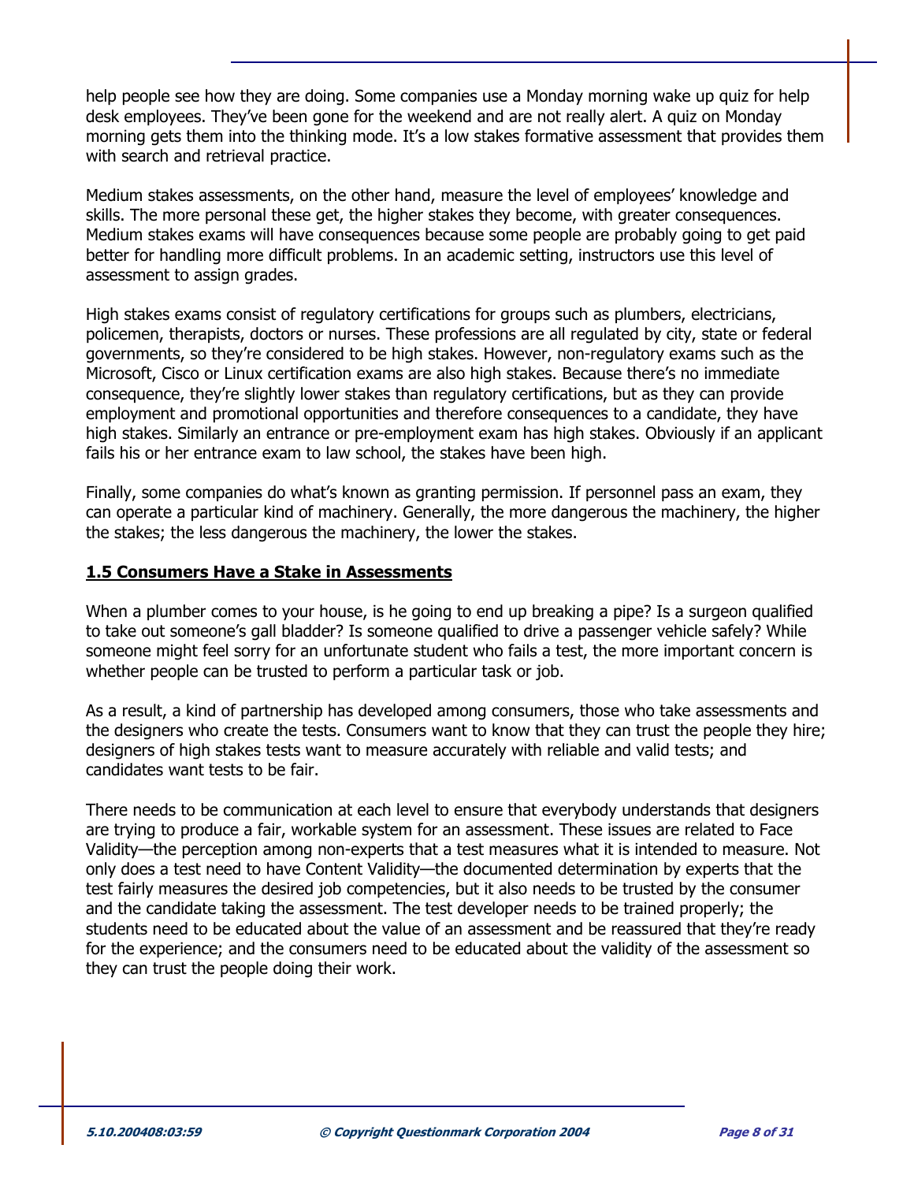help people see how they are doing. Some companies use a Monday morning wake up quiz for help desk employees. They've been gone for the weekend and are not really alert. A quiz on Monday morning gets them into the thinking mode. It's a low stakes formative assessment that provides them with search and retrieval practice.

Medium stakes assessments, on the other hand, measure the level of employees' knowledge and skills. The more personal these get, the higher stakes they become, with greater consequences. Medium stakes exams will have consequences because some people are probably going to get paid better for handling more difficult problems. In an academic setting, instructors use this level of assessment to assign grades.

High stakes exams consist of regulatory certifications for groups such as plumbers, electricians, policemen, therapists, doctors or nurses. These professions are all regulated by city, state or federal governments, so they're considered to be high stakes. However, non-regulatory exams such as the Microsoft, Cisco or Linux certification exams are also high stakes. Because there's no immediate consequence, they're slightly lower stakes than regulatory certifications, but as they can provide employment and promotional opportunities and therefore consequences to a candidate, they have high stakes. Similarly an entrance or pre-employment exam has high stakes. Obviously if an applicant fails his or her entrance exam to law school, the stakes have been high.

Finally, some companies do what's known as granting permission. If personnel pass an exam, they can operate a particular kind of machinery. Generally, the more dangerous the machinery, the higher the stakes; the less dangerous the machinery, the lower the stakes.

## 1.5 Consumers Have a Stake in Assessments

When a plumber comes to your house, is he going to end up breaking a pipe? Is a surgeon qualified to take out someone's gall bladder? Is someone qualified to drive a passenger vehicle safely? While someone might feel sorry for an unfortunate student who fails a test, the more important concern is whether people can be trusted to perform a particular task or job.

As a result, a kind of partnership has developed among consumers, those who take assessments and the designers who create the tests. Consumers want to know that they can trust the people they hire; designers of high stakes tests want to measure accurately with reliable and valid tests; and candidates want tests to be fair.

There needs to be communication at each level to ensure that everybody understands that designers are trying to produce a fair, workable system for an assessment. These issues are related to Face Validity—the perception among non-experts that a test measures what it is intended to measure. Not only does a test need to have Content Validity—the documented determination by experts that the test fairly measures the desired job competencies, but it also needs to be trusted by the consumer and the candidate taking the assessment. The test developer needs to be trained properly; the students need to be educated about the value of an assessment and be reassured that they're ready for the experience; and the consumers need to be educated about the validity of the assessment so they can trust the people doing their work.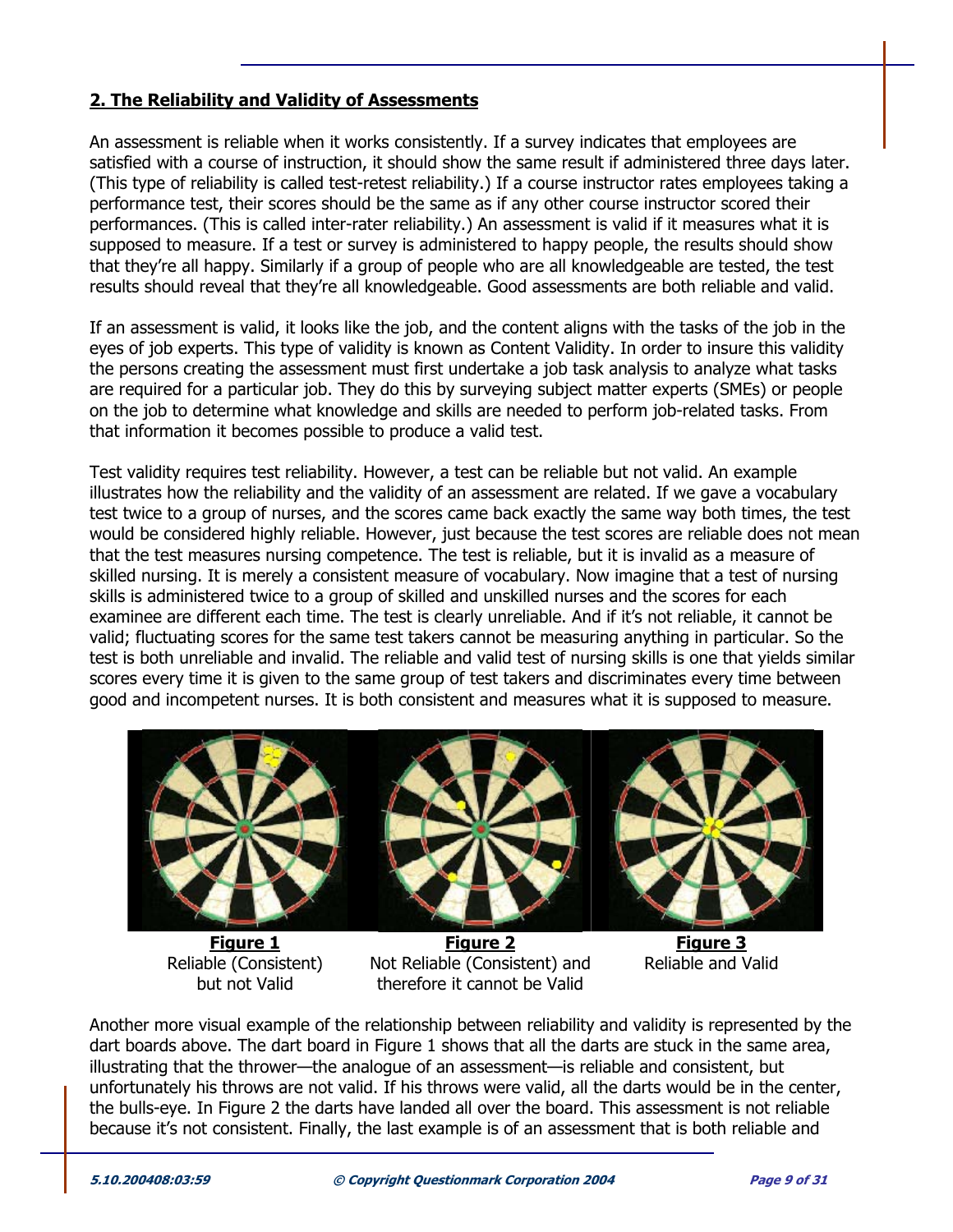## 2. The Reliability and Validity of Assessments

An assessment is reliable when it works consistently. If a survey indicates that employees are satisfied with a course of instruction, it should show the same result if administered three days later. (This type of reliability is called test-retest reliability.) If a course instructor rates employees taking a performance test, their scores should be the same as if any other course instructor scored their performances. (This is called inter-rater reliability.) An assessment is valid if it measures what it is supposed to measure. If a test or survey is administered to happy people, the results should show that they're all happy. Similarly if a group of people who are all knowledgeable are tested, the test results should reveal that they're all knowledgeable. Good assessments are both reliable and valid.

If an assessment is valid, it looks like the job, and the content aligns with the tasks of the job in the eyes of job experts. This type of validity is known as Content Validity. In order to insure this validity the persons creating the assessment must first undertake a job task analysis to analyze what tasks are required for a particular job. They do this by surveying subject matter experts (SMEs) or people on the job to determine what knowledge and skills are needed to perform job-related tasks. From that information it becomes possible to produce a valid test.

Test validity requires test reliability. However, a test can be reliable but not valid. An example illustrates how the reliability and the validity of an assessment are related. If we gave a vocabulary test twice to a group of nurses, and the scores came back exactly the same way both times, the test would be considered highly reliable. However, just because the test scores are reliable does not mean that the test measures nursing competence. The test is reliable, but it is invalid as a measure of skilled nursing. It is merely a consistent measure of vocabulary. Now imagine that a test of nursing skills is administered twice to a group of skilled and unskilled nurses and the scores for each examinee are different each time. The test is clearly unreliable. And if it's not reliable, it cannot be valid; fluctuating scores for the same test takers cannot be measuring anything in particular. So the test is both unreliable and invalid. The reliable and valid test of nursing skills is one that yields similar scores every time it is given to the same group of test takers and discriminates every time between good and incompetent nurses. It is both consistent and measures what it is supposed to measure.

**Figure 1**
Reliable (Consistent) but not Valid

**Figure 2**
Not Reliable (Consistent) and therefore it cannot be Valid

**Figure 3**
Reliable and Valid

Another more visual example of the relationship between reliability and validity is represented by the dart boards above. The dart board in Figure 1 shows that all the darts are stuck in the same area, illustrating that the thrower—the analogue of an assessment—is reliable and consistent, but unfortunately his throws are not valid. If his throws were valid, all the darts would be in the center, the bulls-eye. In Figure 2 the darts have landed all over the board. This assessment is not reliable because it's not consistent. Finally, the last example is of an assessment that is both reliable and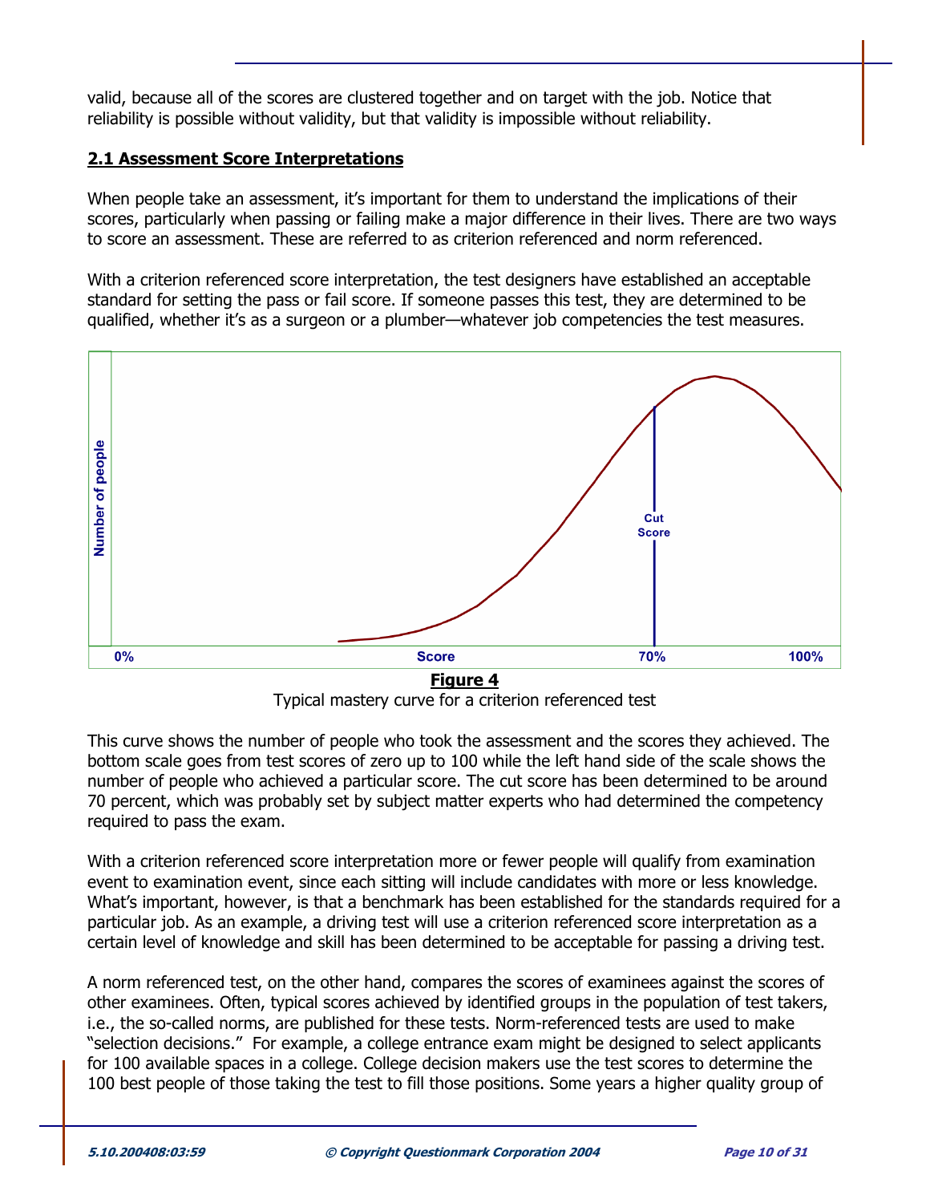valid, because all of the scores are clustered together and on target with the job. Notice that reliability is possible without validity, but that validity is impossible without reliability.

## 2.1 Assessment Score Interpretations

When people take an assessment, it's important for them to understand the implications of their scores, particularly when passing or failing make a major difference in their lives. There are two ways to score an assessment. These are referred to as criterion referenced and norm referenced.

With a criterion referenced score interpretation, the test designers have established an acceptable standard for setting the pass or fail score. If someone passes this test, they are determined to be qualified, whether it's as a surgeon or a plumber—whatever job competencies the test measures.

**Figure 4**

Typical mastery curve for a criterion referenced test

This curve shows the number of people who took the assessment and the scores they achieved. The bottom scale goes from test scores of zero up to 100 while the left hand side of the scale shows the number of people who achieved a particular score. The cut score has been determined to be around 70 percent, which was probably set by subject matter experts who had determined the competency required to pass the exam.

With a criterion referenced score interpretation more or fewer people will qualify from examination event to examination event, since each sitting will include candidates with more or less knowledge. What's important, however, is that a benchmark has been established for the standards required for a particular job. As an example, a driving test will use a criterion referenced score interpretation as a certain level of knowledge and skill has been determined to be acceptable for passing a driving test.

A norm referenced test, on the other hand, compares the scores of examinees against the scores of other examinees. Often, typical scores achieved by identified groups in the population of test takers, i.e., the so-called norms, are published for these tests. Norm-referenced tests are used to make "selection decisions." For example, a college entrance exam might be designed to select applicants for 100 available spaces in a college. College decision makers use the test scores to determine the 100 best people of those taking the test to fill those positions. Some years a higher quality group of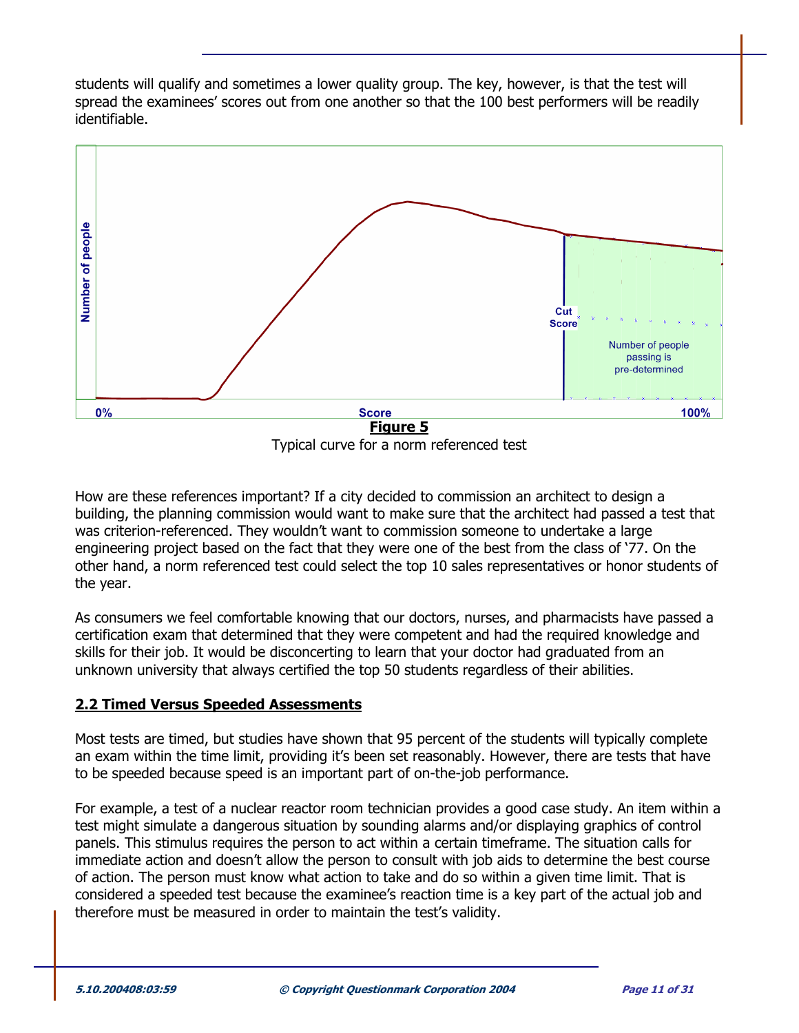students will qualify and sometimes a lower quality group. The key, however, is that the test will spread the examinees' scores out from one another so that the 100 best performers will be readily identifiable.

**Figure 5**

Typical curve for a norm referenced test

How are these references important? If a city decided to commission an architect to design a building, the planning commission would want to make sure that the architect had passed a test that was criterion-referenced. They wouldn't want to commission someone to undertake a large engineering project based on the fact that they were one of the best from the class of '77. On the other hand, a norm referenced test could select the top 10 sales representatives or honor students of the year.

As consumers we feel comfortable knowing that our doctors, nurses, and pharmacists have passed a certification exam that determined that they were competent and had the required knowledge and skills for their job. It would be disconcerting to learn that your doctor had graduated from an unknown university that always certified the top 50 students regardless of their abilities.

## 2.2 Timed Versus Speeded Assessments

Most tests are timed, but studies have shown that 95 percent of the students will typically complete an exam within the time limit, providing it's been set reasonably. However, there are tests that have to be speeded because speed is an important part of on-the-job performance.

For example, a test of a nuclear reactor room technician provides a good case study. An item within a test might simulate a dangerous situation by sounding alarms and/or displaying graphics of control panels. This stimulus requires the person to act within a certain timeframe. The situation calls for immediate action and doesn't allow the person to consult with job aids to determine the best course of action. The person must know what action to take and do so within a given time limit. That is considered a speeded test because the examinee's reaction time is a key part of the actual job and therefore must be measured in order to maintain the test's validity.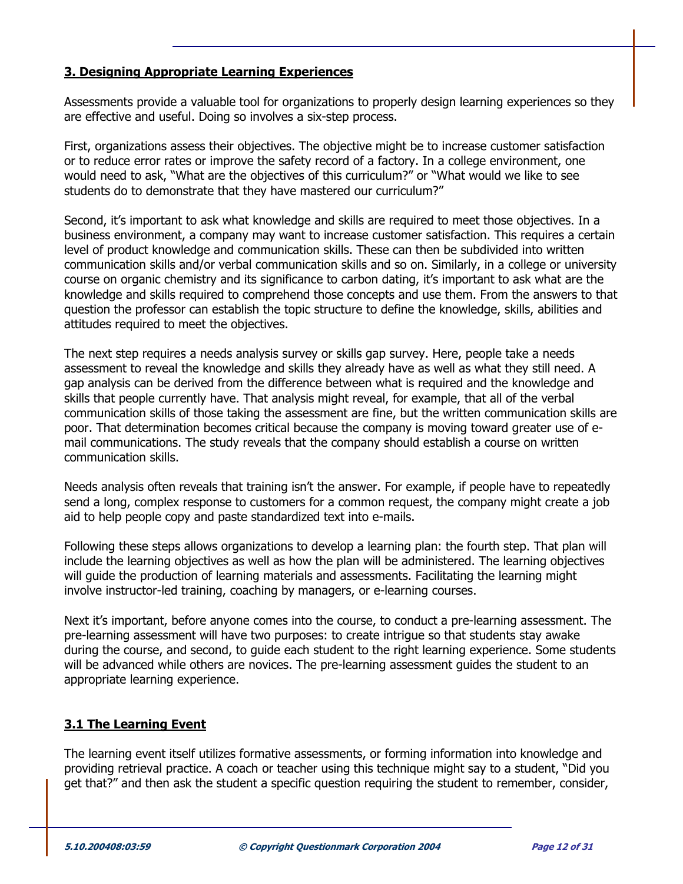## 3. Designing Appropriate Learning Experiences

Assessments provide a valuable tool for organizations to properly design learning experiences so they are effective and useful. Doing so involves a six-step process.

First, organizations assess their objectives. The objective might be to increase customer satisfaction or to reduce error rates or improve the safety record of a factory. In a college environment, one would need to ask, "What are the objectives of this curriculum?" or "What would we like to see students do to demonstrate that they have mastered our curriculum?"

Second, it's important to ask what knowledge and skills are required to meet those objectives. In a business environment, a company may want to increase customer satisfaction. This requires a certain level of product knowledge and communication skills. These can then be subdivided into written communication skills and/or verbal communication skills and so on. Similarly, in a college or university course on organic chemistry and its significance to carbon dating, it's important to ask what are the knowledge and skills required to comprehend those concepts and use them. From the answers to that question the professor can establish the topic structure to define the knowledge, skills, abilities and attitudes required to meet the objectives.

The next step requires a needs analysis survey or skills gap survey. Here, people take a needs assessment to reveal the knowledge and skills they already have as well as what they still need. A gap analysis can be derived from the difference between what is required and the knowledge and skills that people currently have. That analysis might reveal, for example, that all of the verbal communication skills of those taking the assessment are fine, but the written communication skills are poor. That determination becomes critical because the company is moving toward greater use of e-mail communications. The study reveals that the company should establish a course on written communication skills.

Needs analysis often reveals that training isn't the answer. For example, if people have to repeatedly send a long, complex response to customers for a common request, the company might create a job aid to help people copy and paste standardized text into e-mails.

Following these steps allows organizations to develop a learning plan: the fourth step. That plan will include the learning objectives as well as how the plan will be administered. The learning objectives will guide the production of learning materials and assessments. Facilitating the learning might involve instructor-led training, coaching by managers, or e-learning courses.

Next it's important, before anyone comes into the course, to conduct a pre-learning assessment. The pre-learning assessment will have two purposes: to create intrigue so that students stay awake during the course, and second, to guide each student to the right learning experience. Some students will be advanced while others are novices. The pre-learning assessment guides the student to an appropriate learning experience.

### 3.1 The Learning Event

The learning event itself utilizes formative assessments, or forming information into knowledge and providing retrieval practice. A coach or teacher using this technique might say to a student, "Did you get that?" and then ask the student a specific question requiring the student to remember, consider,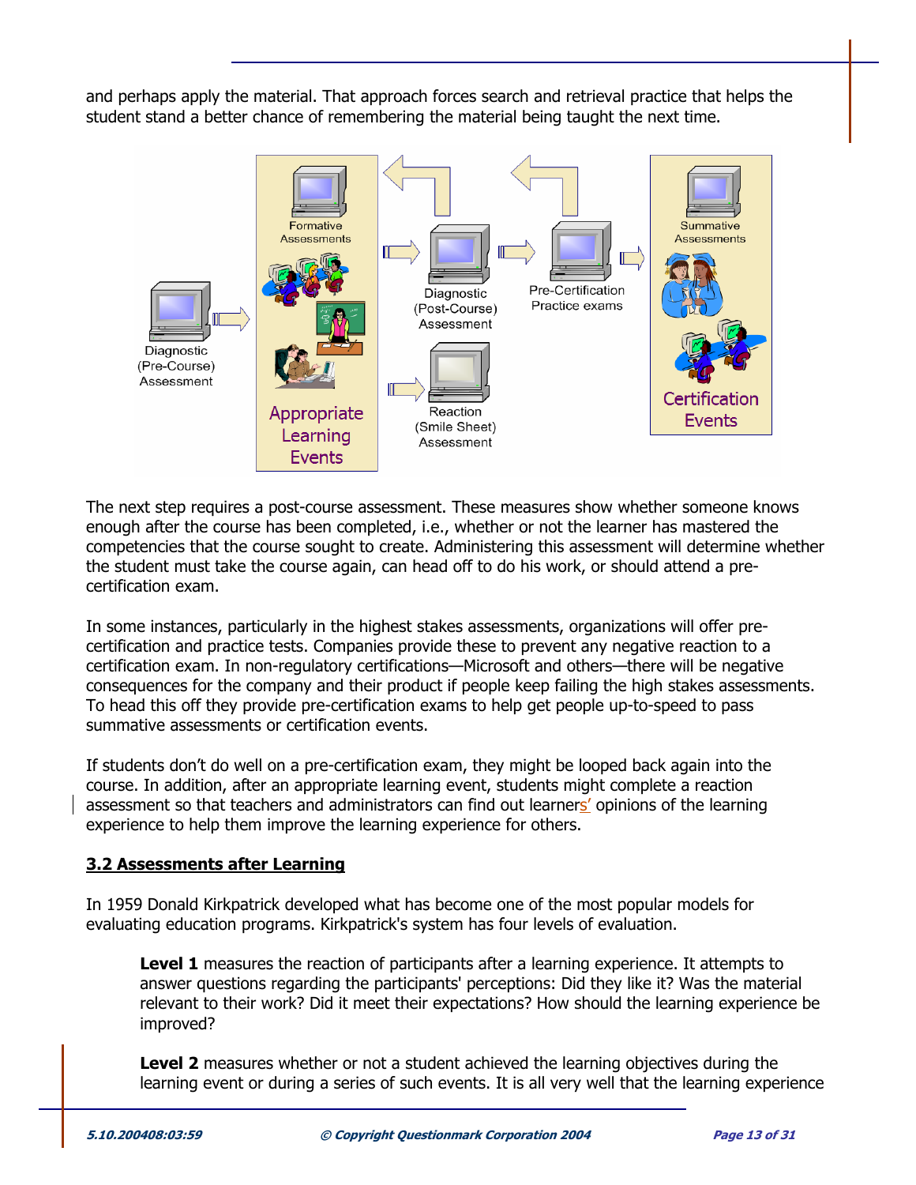and perhaps apply the material. That approach forces search and retrieval practice that helps the student stand a better chance of remembering the material being taught the next time.

The next step requires a post-course assessment. These measures show whether someone knows enough after the course has been completed, i.e., whether or not the learner has mastered the competencies that the course sought to create. Administering this assessment will determine whether the student must take the course again, can head off to do his work, or should attend a pre-certification exam.

In some instances, particularly in the highest stakes assessments, organizations will offer pre-certification and practice tests. Companies provide these to prevent any negative reaction to a certification exam. In non-regulatory certifications—Microsoft and others—there will be negative consequences for the company and their product if people keep failing the high stakes assessments. To head this off they provide pre-certification exams to help get people up-to-speed to pass summative assessments or certification events.

If students don't do well on a pre-certification exam, they might be looped back again into the course. In addition, after an appropriate learning event, students might complete a reaction assessment so that teachers and administrators can find out learners' opinions of the learning experience to help them improve the learning experience for others.

## 3.2 Assessments after Learning

In 1959 Donald Kirkpatrick developed what has become one of the most popular models for evaluating education programs. Kirkpatrick's system has four levels of evaluation.

> **Level 1** measures the reaction of participants after a learning experience. It attempts to answer questions regarding the participants' perceptions: Did they like it? Was the material relevant to their work? Did it meet their expectations? How should the learning experience be improved?

> **Level 2** measures whether or not a student achieved the learning objectives during the learning event or during a series of such events. It is all very well that the learning experience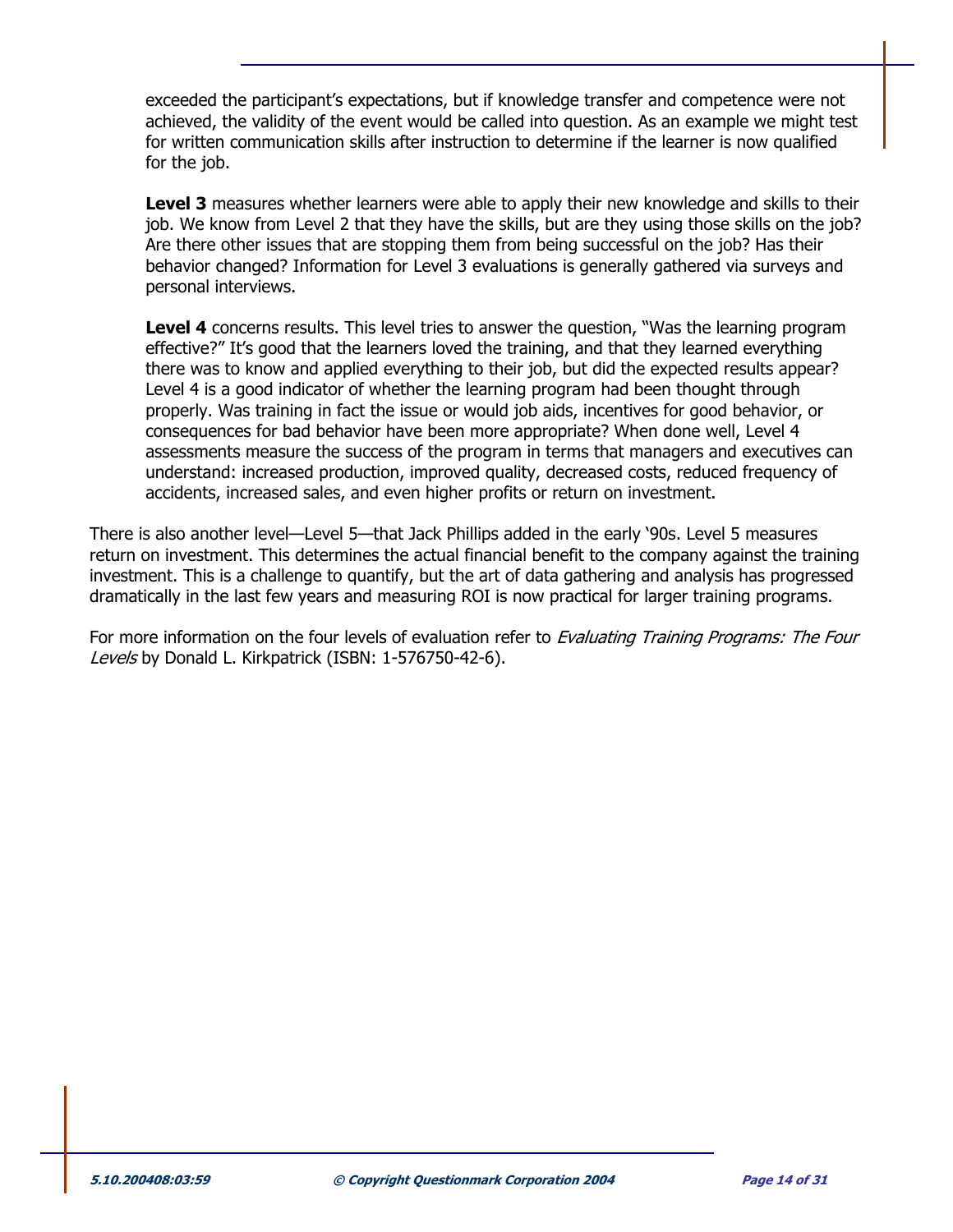exceeded the participant's expectations, but if knowledge transfer and competence were not achieved, the validity of the event would be called into question. As an example we might test for written communication skills after instruction to determine if the learner is now qualified for the job.

**Level 3** measures whether learners were able to apply their new knowledge and skills to their job. We know from Level 2 that they have the skills, but are they using those skills on the job? Are there other issues that are stopping them from being successful on the job? Has their behavior changed? Information for Level 3 evaluations is generally gathered via surveys and personal interviews.

**Level 4** concerns results. This level tries to answer the question, "Was the learning program effective?" It's good that the learners loved the training, and that they learned everything there was to know and applied everything to their job, but did the expected results appear? Level 4 is a good indicator of whether the learning program had been thought through properly. Was training in fact the issue or would job aids, incentives for good behavior, or consequences for bad behavior have been more appropriate? When done well, Level 4 assessments measure the success of the program in terms that managers and executives can understand: increased production, improved quality, decreased costs, reduced frequency of accidents, increased sales, and even higher profits or return on investment.

There is also another level—Level 5—that Jack Phillips added in the early '90s. Level 5 measures return on investment. This determines the actual financial benefit to the company against the training investment. This is a challenge to quantify, but the art of data gathering and analysis has progressed dramatically in the last few years and measuring ROI is now practical for larger training programs.

For more information on the four levels of evaluation refer to *Evaluating Training Programs: The Four Levels* by Donald L. Kirkpatrick (ISBN: 1-576750-42-6).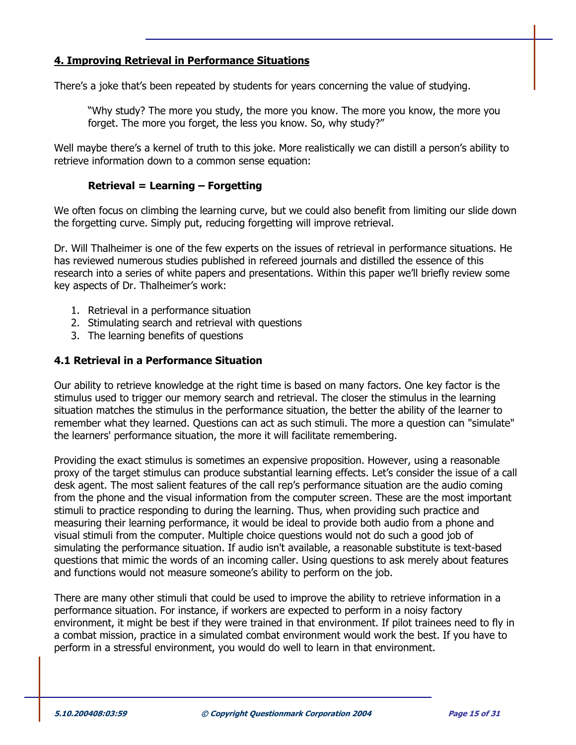## 4. Improving Retrieval in Performance Situations

There's a joke that's been repeated by students for years concerning the value of studying.

> "Why study? The more you study, the more you know. The more you know, the more you forget. The more you forget, the less you know. So, why study?"

Well maybe there's a kernel of truth to this joke. More realistically we can distill a person's ability to retrieve information down to a common sense equation:

**Retrieval = Learning – Forgetting**

We often focus on climbing the learning curve, but we could also benefit from limiting our slide down the forgetting curve. Simply put, reducing forgetting will improve retrieval.

Dr. Will Thalheimer is one of the few experts on the issues of retrieval in performance situations. He has reviewed numerous studies published in refereed journals and distilled the essence of this research into a series of white papers and presentations. Within this paper we'll briefly review some key aspects of Dr. Thalheimer's work:

1. Retrieval in a performance situation
2. Stimulating search and retrieval with questions
3. The learning benefits of questions

### 4.1 Retrieval in a Performance Situation

Our ability to retrieve knowledge at the right time is based on many factors. One key factor is the stimulus used to trigger our memory search and retrieval. The closer the stimulus in the learning situation matches the stimulus in the performance situation, the better the ability of the learner to remember what they learned. Questions can act as such stimuli. The more a question can "simulate" the learners' performance situation, the more it will facilitate remembering.

Providing the exact stimulus is sometimes an expensive proposition. However, using a reasonable proxy of the target stimulus can produce substantial learning effects. Let's consider the issue of a call desk agent. The most salient features of the call rep's performance situation are the audio coming from the phone and the visual information from the computer screen. These are the most important stimuli to practice responding to during the learning. Thus, when providing such practice and measuring their learning performance, it would be ideal to provide both audio from a phone and visual stimuli from the computer. Multiple choice questions would not do such a good job of simulating the performance situation. If audio isn't available, a reasonable substitute is text-based questions that mimic the words of an incoming caller. Using questions to ask merely about features and functions would not measure someone's ability to perform on the job.

There are many other stimuli that could be used to improve the ability to retrieve information in a performance situation. For instance, if workers are expected to perform in a noisy factory environment, it might be best if they were trained in that environment. If pilot trainees need to fly in a combat mission, practice in a simulated combat environment would work the best. If you have to perform in a stressful environment, you would do well to learn in that environment.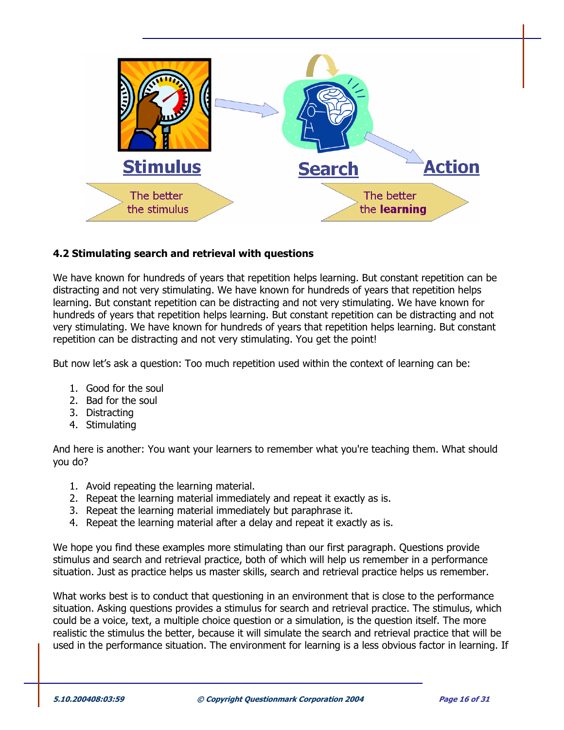Stimulus

The better the stimulus

Search

Action

The better the **learning**

### 4.2 Stimulating search and retrieval with questions

We have known for hundreds of years that repetition helps learning. But constant repetition can be distracting and not very stimulating. We have known for hundreds of years that repetition helps learning. But constant repetition can be distracting and not very stimulating. We have known for hundreds of years that repetition helps learning. But constant repetition can be distracting and not very stimulating. We have known for hundreds of years that repetition helps learning. But constant repetition can be distracting and not very stimulating. You get the point!

But now let's ask a question: Too much repetition used within the context of learning can be:

1. Good for the soul
2. Bad for the soul
3. Distracting
4. Stimulating

And here is another: You want your learners to remember what you're teaching them. What should you do?

1. Avoid repeating the learning material.
2. Repeat the learning material immediately and repeat it exactly as is.
3. Repeat the learning material immediately but paraphrase it.
4. Repeat the learning material after a delay and repeat it exactly as is.

We hope you find these examples more stimulating than our first paragraph. Questions provide stimulus and search and retrieval practice, both of which will help us remember in a performance situation. Just as practice helps us master skills, search and retrieval practice helps us remember.

What works best is to conduct that questioning in an environment that is close to the performance situation. Asking questions provides a stimulus for search and retrieval practice. The stimulus, which could be a voice, text, a multiple choice question or a simulation, is the question itself. The more realistic the stimulus the better, because it will simulate the search and retrieval practice that will be used in the performance situation. The environment for learning is a less obvious factor in learning. If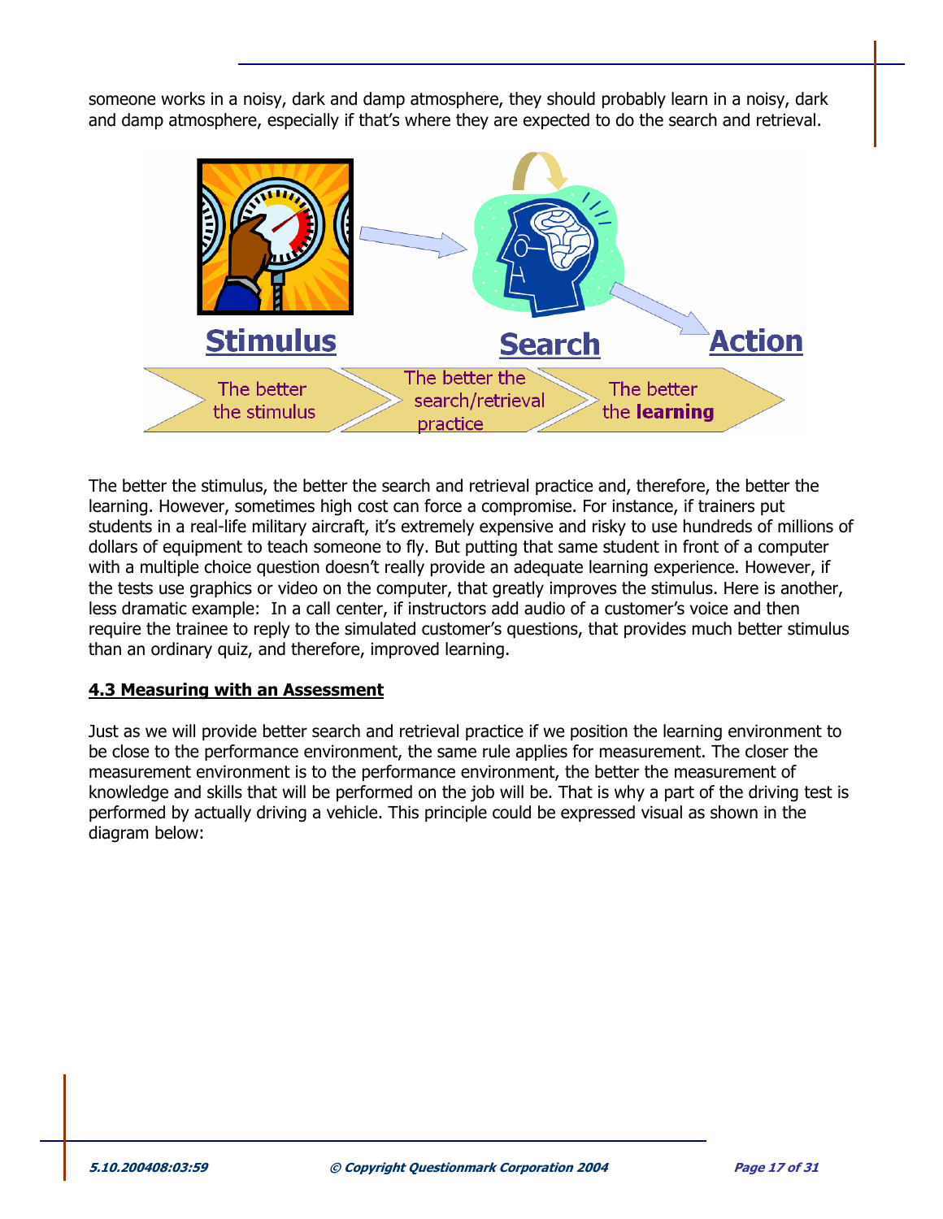someone works in a noisy, dark and damp atmosphere, they should probably learn in a noisy, dark and damp atmosphere, especially if that's where they are expected to do the search and retrieval.

**Stimulus** → **Search** → **Action**

The better the stimulus → The better the search/retrieval practice → The better the **learning**

The better the stimulus, the better the search and retrieval practice and, therefore, the better the learning. However, sometimes high cost can force a compromise. For instance, if trainers put students in a real-life military aircraft, it's extremely expensive and risky to use hundreds of millions of dollars of equipment to teach someone to fly. But putting that same student in front of a computer with a multiple choice question doesn't really provide an adequate learning experience. However, if the tests use graphics or video on the computer, that greatly improves the stimulus. Here is another, less dramatic example: In a call center, if instructors add audio of a customer's voice and then require the trainee to reply to the simulated customer's questions, that provides much better stimulus than an ordinary quiz, and therefore, improved learning.

### 4.3 Measuring with an Assessment

Just as we will provide better search and retrieval practice if we position the learning environment to be close to the performance environment, the same rule applies for measurement. The closer the measurement environment is to the performance environment, the better the measurement of knowledge and skills that will be performed on the job will be. That is why a part of the driving test is performed by actually driving a vehicle. This principle could be expressed visual as shown in the diagram below: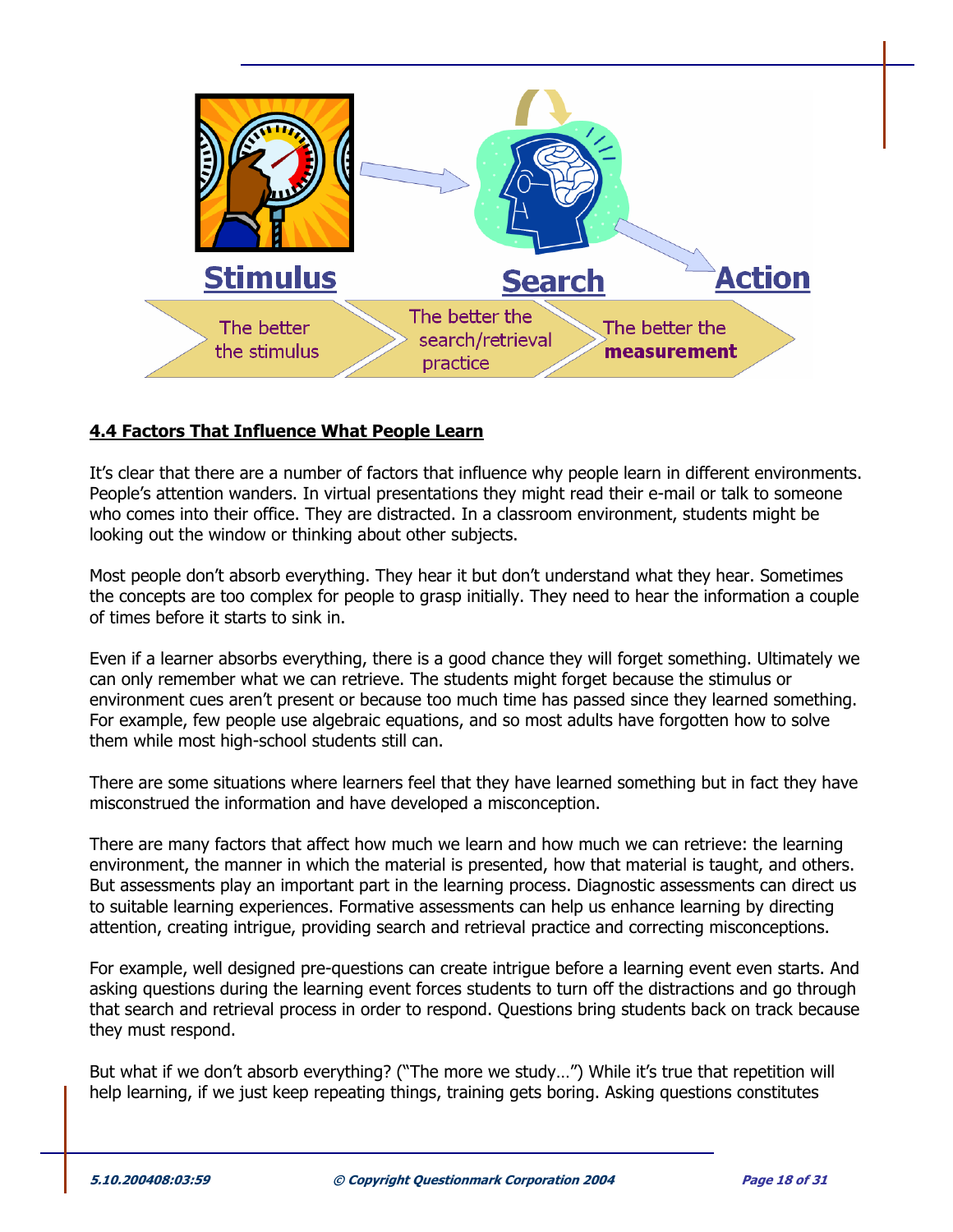**Stimulus** → **Search** → **Action**

The better the stimulus → The better the search/retrieval practice → The better the **measurement**

## 4.4 Factors That Influence What People Learn

It's clear that there are a number of factors that influence why people learn in different environments. People's attention wanders. In virtual presentations they might read their e-mail or talk to someone who comes into their office. They are distracted. In a classroom environment, students might be looking out the window or thinking about other subjects.

Most people don't absorb everything. They hear it but don't understand what they hear. Sometimes the concepts are too complex for people to grasp initially. They need to hear the information a couple of times before it starts to sink in.

Even if a learner absorbs everything, there is a good chance they will forget something. Ultimately we can only remember what we can retrieve. The students might forget because the stimulus or environment cues aren't present or because too much time has passed since they learned something. For example, few people use algebraic equations, and so most adults have forgotten how to solve them while most high-school students still can.

There are some situations where learners feel that they have learned something but in fact they have misconstrued the information and have developed a misconception.

There are many factors that affect how much we learn and how much we can retrieve: the learning environment, the manner in which the material is presented, how that material is taught, and others. But assessments play an important part in the learning process. Diagnostic assessments can direct us to suitable learning experiences. Formative assessments can help us enhance learning by directing attention, creating intrigue, providing search and retrieval practice and correcting misconceptions.

For example, well designed pre-questions can create intrigue before a learning event even starts. And asking questions during the learning event forces students to turn off the distractions and go through that search and retrieval process in order to respond. Questions bring students back on track because they must respond.

But what if we don't absorb everything? ("The more we study…") While it's true that repetition will help learning, if we just keep repeating things, training gets boring. Asking questions constitutes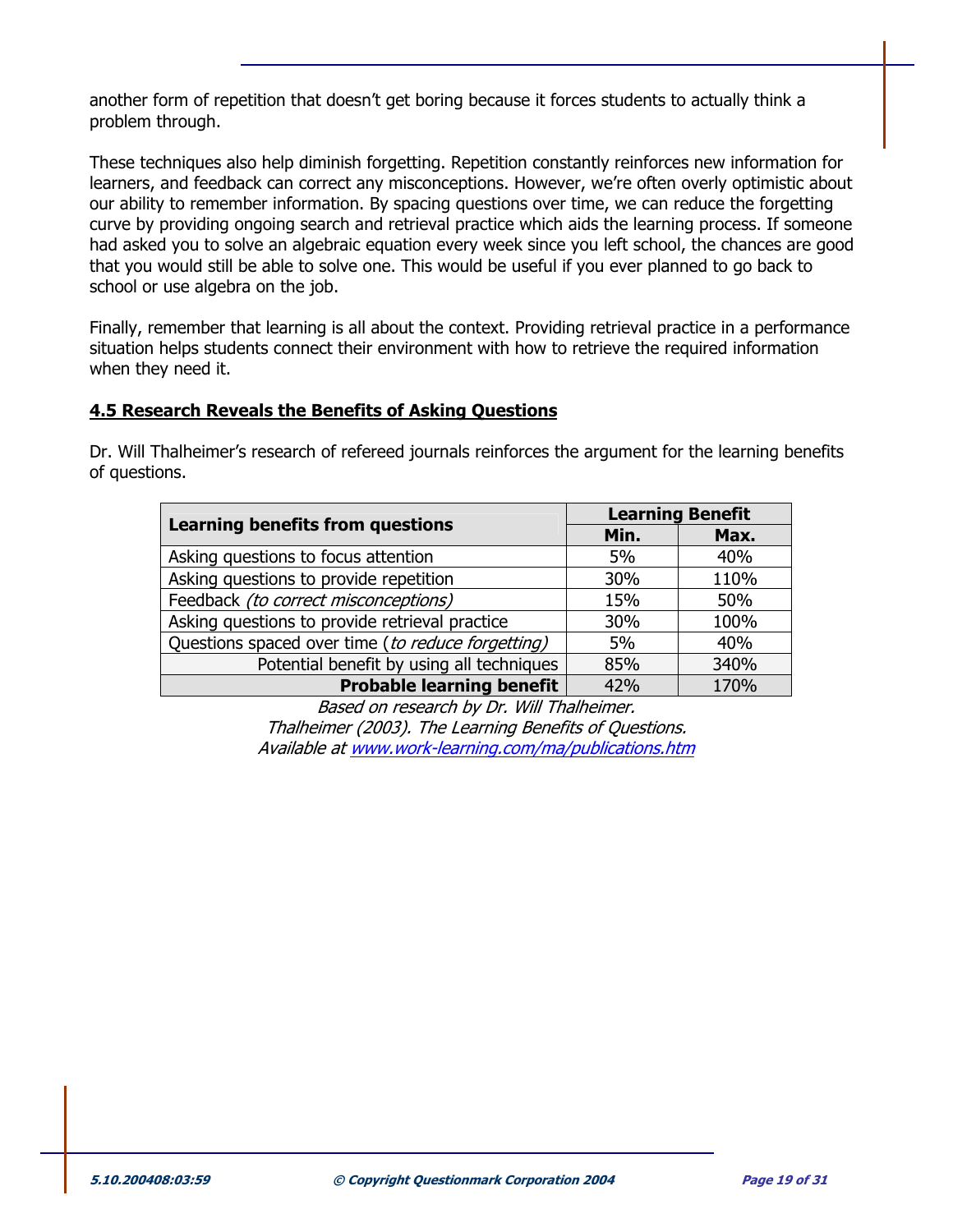another form of repetition that doesn't get boring because it forces students to actually think a problem through.

These techniques also help diminish forgetting. Repetition constantly reinforces new information for learners, and feedback can correct any misconceptions. However, we're often overly optimistic about our ability to remember information. By spacing questions over time, we can reduce the forgetting curve by providing ongoing search and retrieval practice which aids the learning process. If someone had asked you to solve an algebraic equation every week since you left school, the chances are good that you would still be able to solve one. This would be useful if you ever planned to go back to school or use algebra on the job.

Finally, remember that learning is all about the context. Providing retrieval practice in a performance situation helps students connect their environment with how to retrieve the required information when they need it.

## 4.5 Research Reveals the Benefits of Asking Questions

Dr. Will Thalheimer's research of refereed journals reinforces the argument for the learning benefits of questions.

| **Learning benefits from questions** | **Learning Benefit** | |
|---|---|---|
| | **Min.** | **Max.** |
| Asking questions to focus attention | 5% | 40% |
| Asking questions to provide repetition | 30% | 110% |
| Feedback *(to correct misconceptions)* | 15% | 50% |
| Asking questions to provide retrieval practice | 30% | 100% |
| Questions spaced over time (*to reduce forgetting)* | 5% | 40% |
| Potential benefit by using all techniques | 85% | 340% |
| **Probable learning benefit** | 42% | 170% |

*Based on research by Dr. Will Thalheimer.*
*Thalheimer (2003). The Learning Benefits of Questions.*
*Available at www.work-learning.com/ma/publications.htm*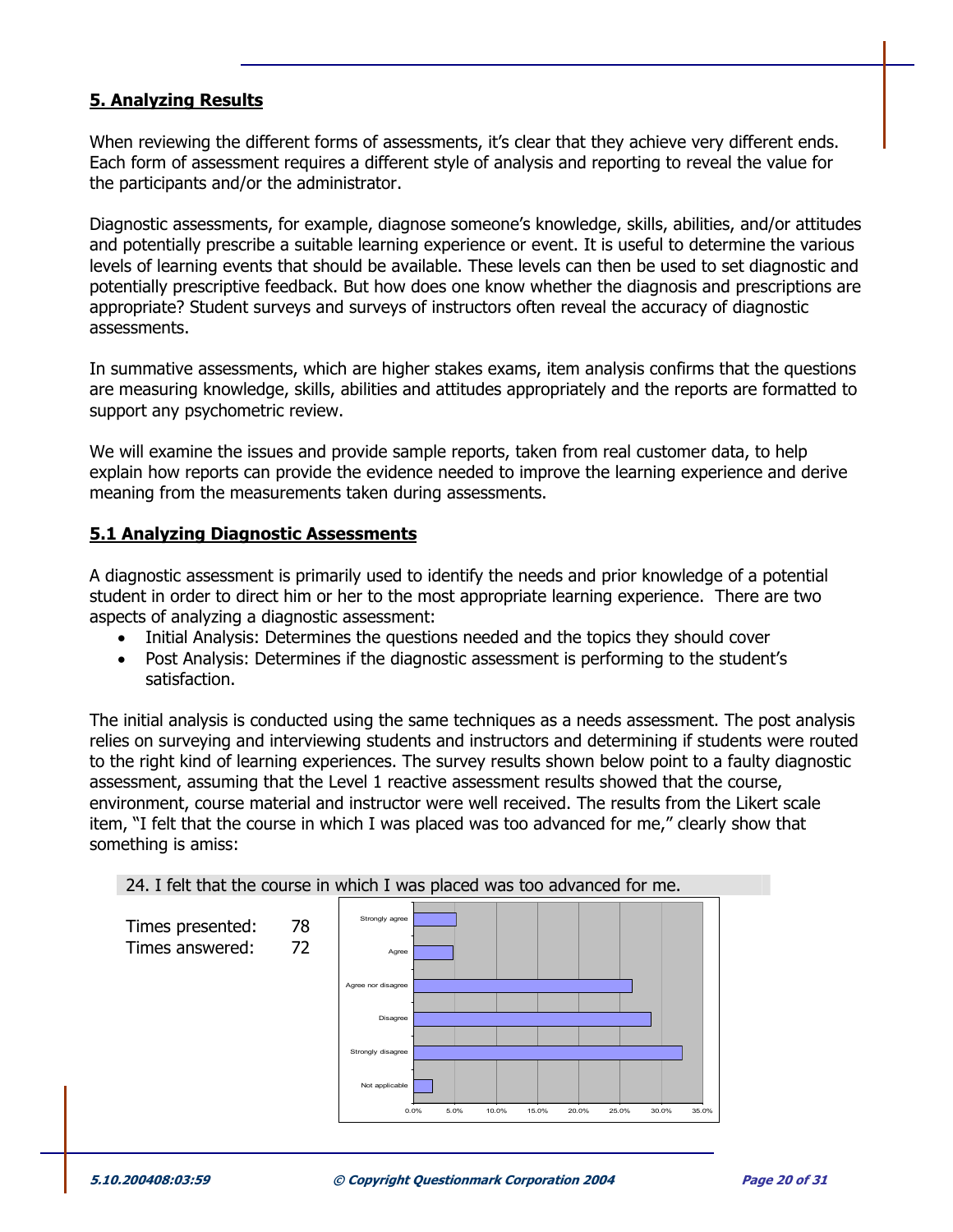## 5. Analyzing Results

When reviewing the different forms of assessments, it's clear that they achieve very different ends. Each form of assessment requires a different style of analysis and reporting to reveal the value for the participants and/or the administrator.

Diagnostic assessments, for example, diagnose someone's knowledge, skills, abilities, and/or attitudes and potentially prescribe a suitable learning experience or event. It is useful to determine the various levels of learning events that should be available. These levels can then be used to set diagnostic and potentially prescriptive feedback. But how does one know whether the diagnosis and prescriptions are appropriate? Student surveys and surveys of instructors often reveal the accuracy of diagnostic assessments.

In summative assessments, which are higher stakes exams, item analysis confirms that the questions are measuring knowledge, skills, abilities and attitudes appropriately and the reports are formatted to support any psychometric review.

We will examine the issues and provide sample reports, taken from real customer data, to help explain how reports can provide the evidence needed to improve the learning experience and derive meaning from the measurements taken during assessments.

### 5.1 Analyzing Diagnostic Assessments

A diagnostic assessment is primarily used to identify the needs and prior knowledge of a potential student in order to direct him or her to the most appropriate learning experience. There are two aspects of analyzing a diagnostic assessment:

- Initial Analysis: Determines the questions needed and the topics they should cover
- Post Analysis: Determines if the diagnostic assessment is performing to the student's satisfaction.

The initial analysis is conducted using the same techniques as a needs assessment. The post analysis relies on surveying and interviewing students and instructors and determining if students were routed to the right kind of learning experiences. The survey results shown below point to a faulty diagnostic assessment, assuming that the Level 1 reactive assessment results showed that the course, environment, course material and instructor were well received. The results from the Likert scale item, "I felt that the course in which I was placed was too advanced for me," clearly show that something is amiss:

24. I felt that the course in which I was placed was too advanced for me.

Times presented: 78
Times answered: 72

| Response | Approx. % |
|---|---|
| Strongly agree | ~5% |
| Agree | ~5% |
| Agree nor disagree | ~26% |
| Disagree | ~29% |
| Strongly disagree | ~32% |
| Not applicable | ~2% |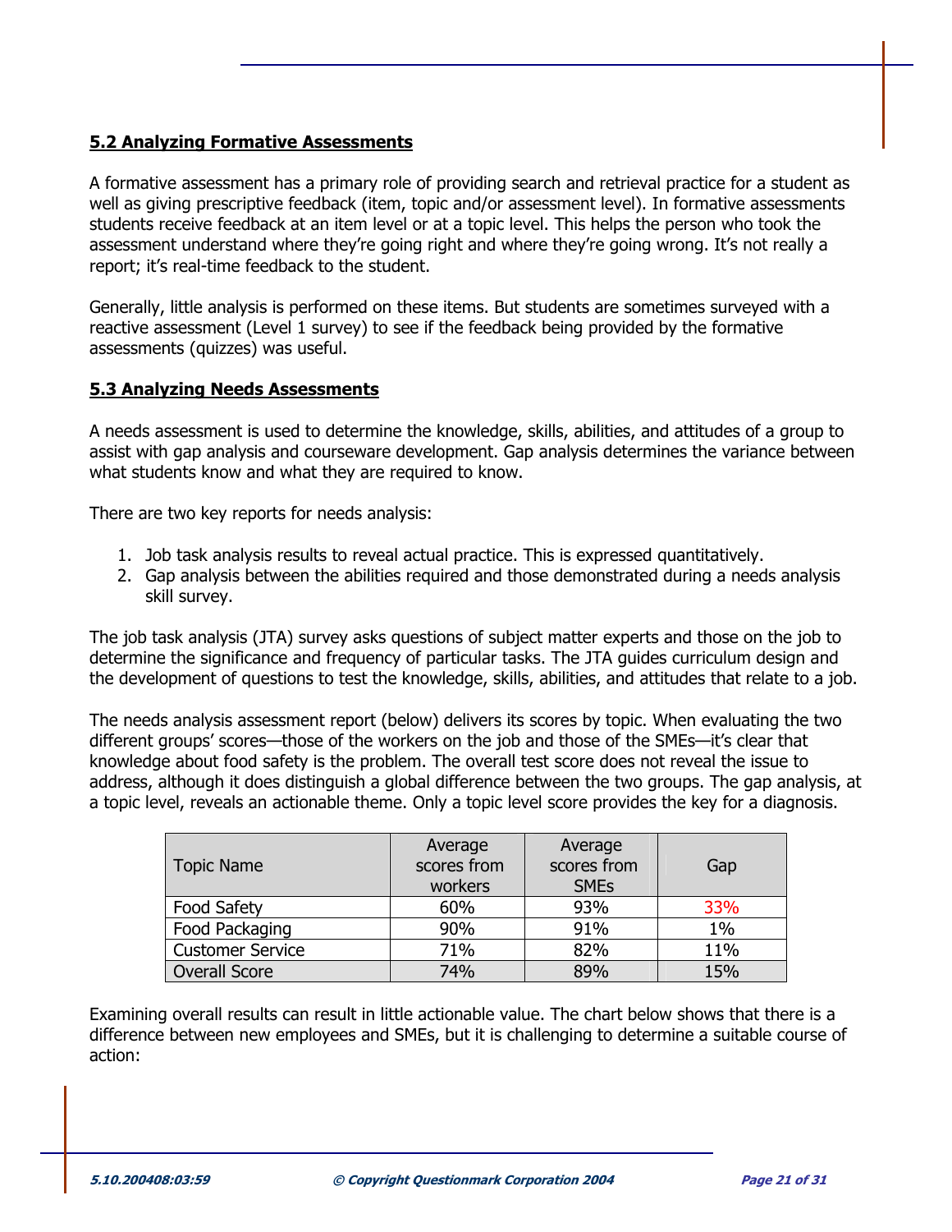## 5.2 Analyzing Formative Assessments

A formative assessment has a primary role of providing search and retrieval practice for a student as well as giving prescriptive feedback (item, topic and/or assessment level). In formative assessments students receive feedback at an item level or at a topic level. This helps the person who took the assessment understand where they're going right and where they're going wrong. It's not really a report; it's real-time feedback to the student.

Generally, little analysis is performed on these items. But students are sometimes surveyed with a reactive assessment (Level 1 survey) to see if the feedback being provided by the formative assessments (quizzes) was useful.

## 5.3 Analyzing Needs Assessments

A needs assessment is used to determine the knowledge, skills, abilities, and attitudes of a group to assist with gap analysis and courseware development. Gap analysis determines the variance between what students know and what they are required to know.

There are two key reports for needs analysis:

1. Job task analysis results to reveal actual practice. This is expressed quantitatively.
2. Gap analysis between the abilities required and those demonstrated during a needs analysis skill survey.

The job task analysis (JTA) survey asks questions of subject matter experts and those on the job to determine the significance and frequency of particular tasks. The JTA guides curriculum design and the development of questions to test the knowledge, skills, abilities, and attitudes that relate to a job.

The needs analysis assessment report (below) delivers its scores by topic. When evaluating the two different groups' scores—those of the workers on the job and those of the SMEs—it's clear that knowledge about food safety is the problem. The overall test score does not reveal the issue to address, although it does distinguish a global difference between the two groups. The gap analysis, at a topic level, reveals an actionable theme. Only a topic level score provides the key for a diagnosis.

| Topic Name | Average scores from workers | Average scores from SMEs | Gap |
|---|---|---|---|
| Food Safety | 60% | 93% | 33% |
| Food Packaging | 90% | 91% | 1% |
| Customer Service | 71% | 82% | 11% |
| Overall Score | 74% | 89% | 15% |

Examining overall results can result in little actionable value. The chart below shows that there is a difference between new employees and SMEs, but it is challenging to determine a suitable course of action: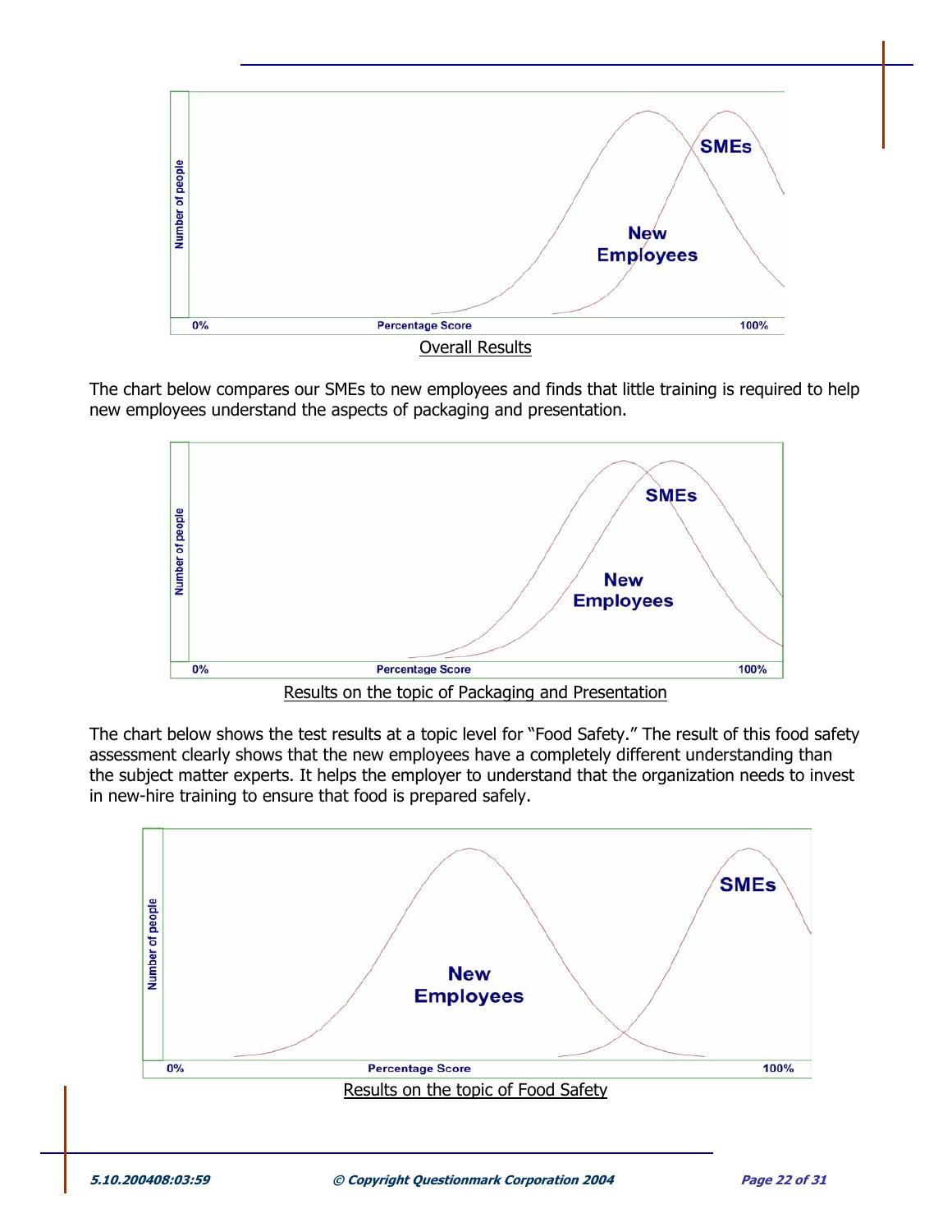Overall Results

The chart below compares our SMEs to new employees and finds that little training is required to help new employees understand the aspects of packaging and presentation.

Results on the topic of Packaging and Presentation

The chart below shows the test results at a topic level for "Food Safety." The result of this food safety assessment clearly shows that the new employees have a completely different understanding than the subject matter experts. It helps the employer to understand that the organization needs to invest in new-hire training to ensure that food is prepared safely.

Results on the topic of Food Safety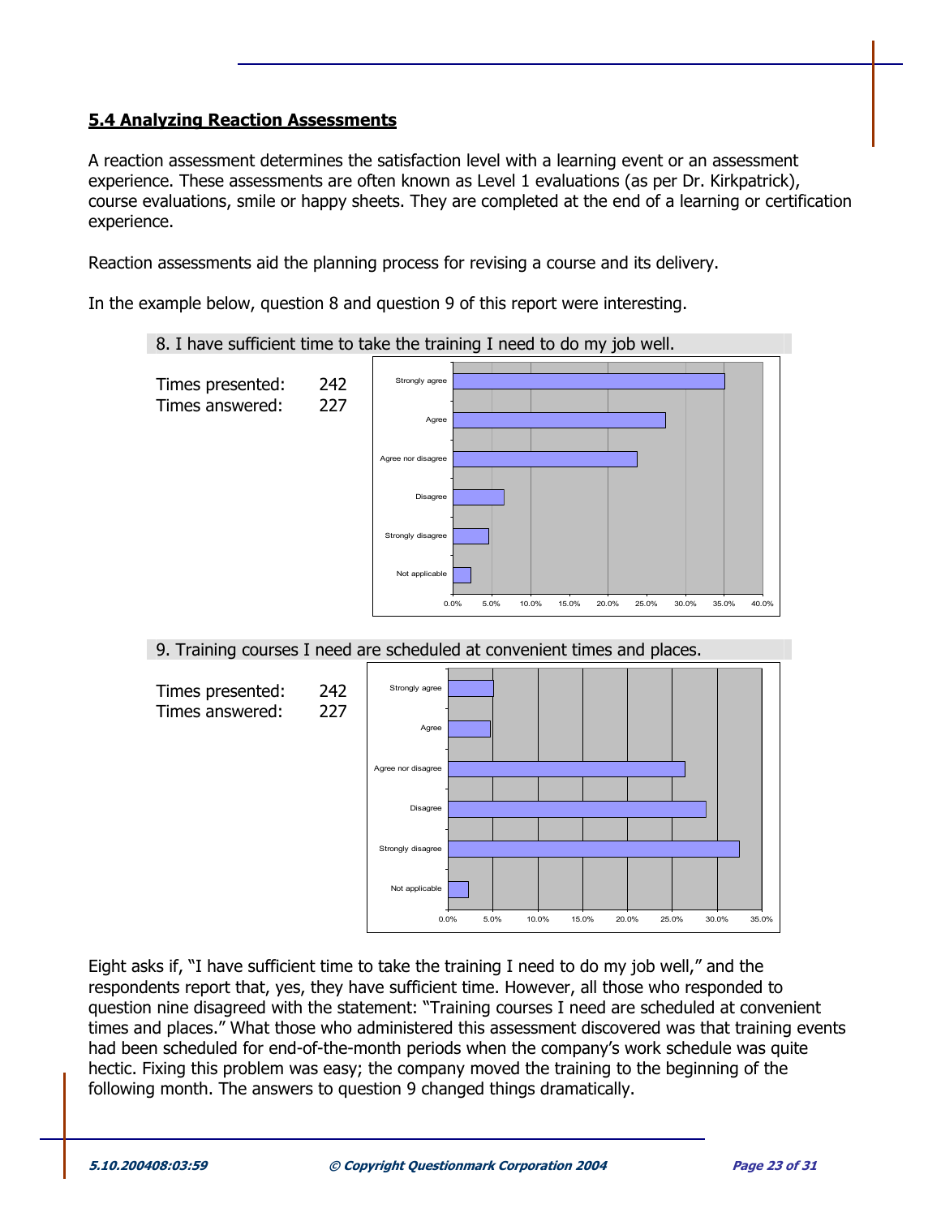### 5.4 Analyzing Reaction Assessments

A reaction assessment determines the satisfaction level with a learning event or an assessment experience. These assessments are often known as Level 1 evaluations (as per Dr. Kirkpatrick), course evaluations, smile or happy sheets. They are completed at the end of a learning or certification experience.

Reaction assessments aid the planning process for revising a course and its delivery.

In the example below, question 8 and question 9 of this report were interesting.

8. I have sufficient time to take the training I need to do my job well.

Times presented: 242
Times answered: 227

9. Training courses I need are scheduled at convenient times and places.

Times presented: 242
Times answered: 227

Eight asks if, "I have sufficient time to take the training I need to do my job well," and the respondents report that, yes, they have sufficient time. However, all those who responded to question nine disagreed with the statement: "Training courses I need are scheduled at convenient times and places." What those who administered this assessment discovered was that training events had been scheduled for end-of-the-month periods when the company's work schedule was quite hectic. Fixing this problem was easy; the company moved the training to the beginning of the following month. The answers to question 9 changed things dramatically.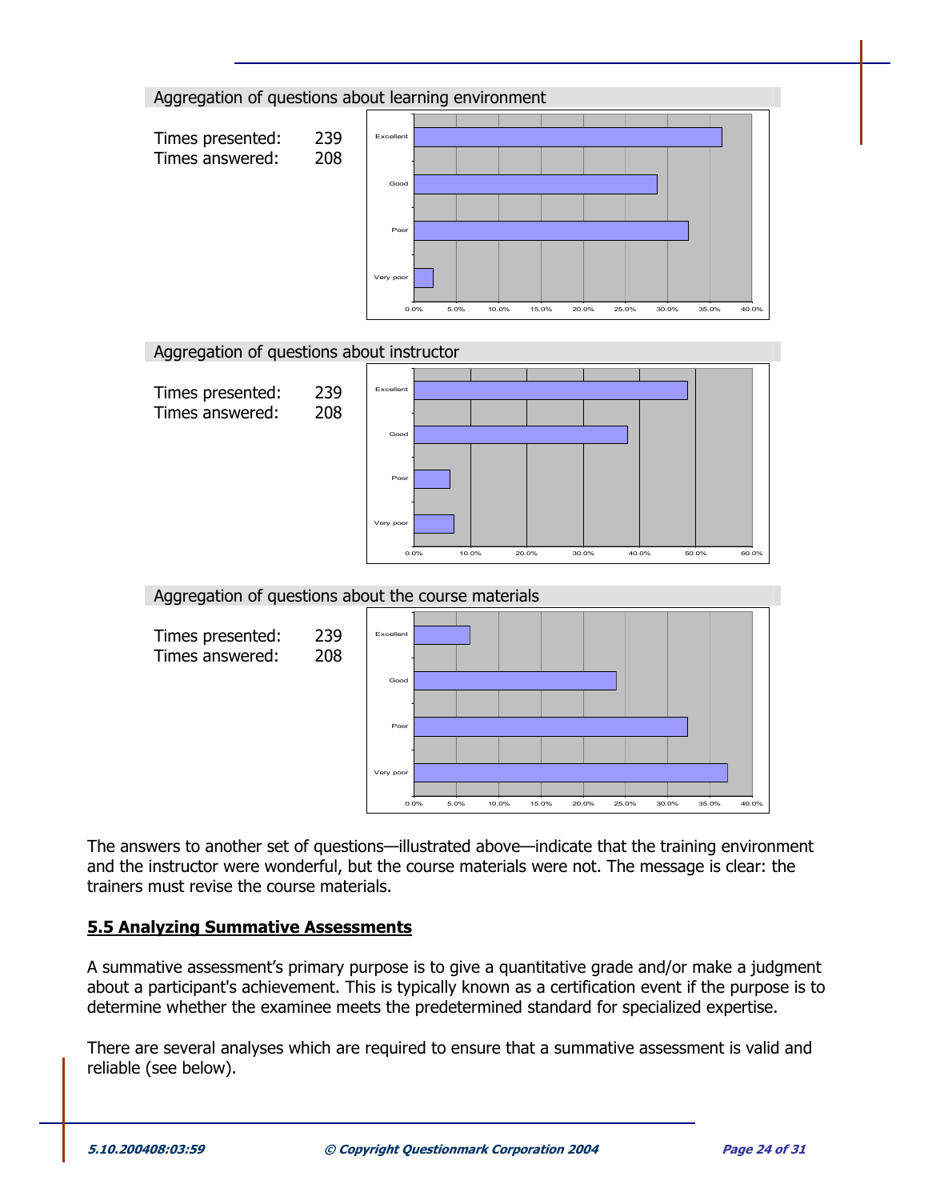Aggregation of questions about learning environment

Times presented: 239
Times answered: 208

Aggregation of questions about instructor

Times presented: 239
Times answered: 208

Aggregation of questions about the course materials

Times presented: 239
Times answered: 208

The answers to another set of questions—illustrated above—indicate that the training environment and the instructor were wonderful, but the course materials were not. The message is clear: the trainers must revise the course materials.

## 5.5 Analyzing Summative Assessments

A summative assessment's primary purpose is to give a quantitative grade and/or make a judgment about a participant's achievement. This is typically known as a certification event if the purpose is to determine whether the examinee meets the predetermined standard for specialized expertise.

There are several analyses which are required to ensure that a summative assessment is valid and reliable (see below).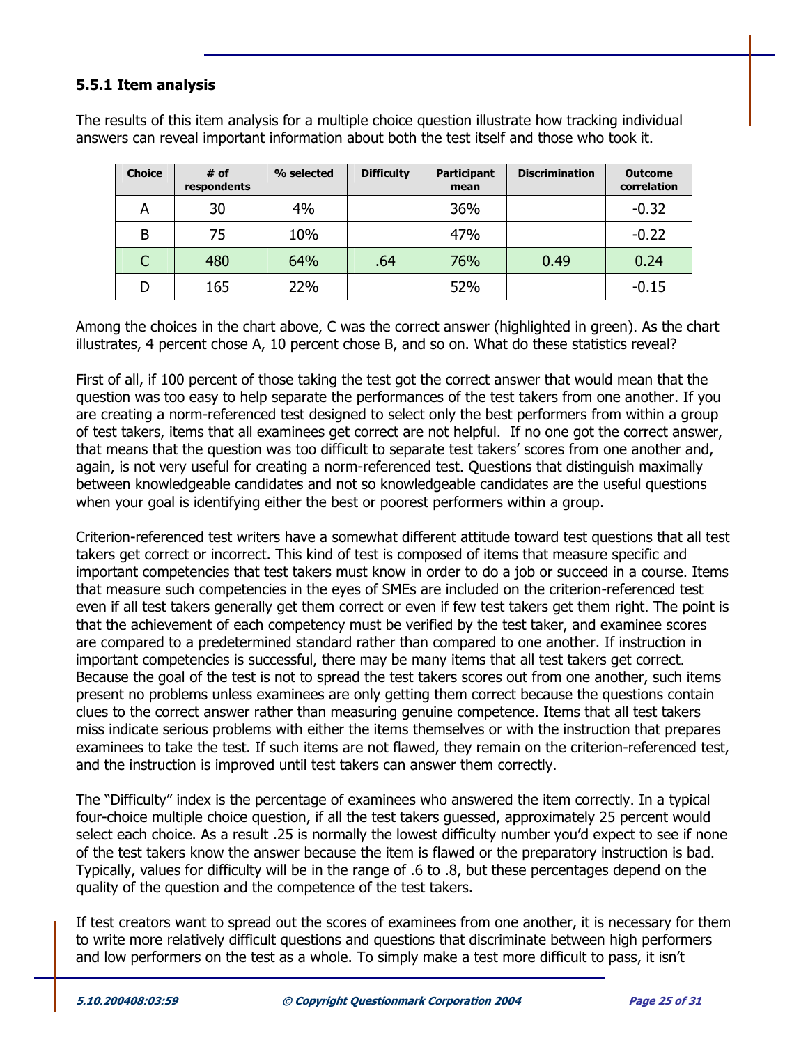### 5.5.1 Item analysis

The results of this item analysis for a multiple choice question illustrate how tracking individual answers can reveal important information about both the test itself and those who took it.

| Choice | # of respondents | % selected | Difficulty | Participant mean | Discrimination | Outcome correlation |
|---|---|---|---|---|---|---|
| A | 30 | 4% | | 36% | | -0.32 |
| B | 75 | 10% | | 47% | | -0.22 |
| C | 480 | 64% | .64 | 76% | 0.49 | 0.24 |
| D | 165 | 22% | | 52% | | -0.15 |

Among the choices in the chart above, C was the correct answer (highlighted in green). As the chart illustrates, 4 percent chose A, 10 percent chose B, and so on. What do these statistics reveal?

First of all, if 100 percent of those taking the test got the correct answer that would mean that the question was too easy to help separate the performances of the test takers from one another. If you are creating a norm-referenced test designed to select only the best performers from within a group of test takers, items that all examinees get correct are not helpful. If no one got the correct answer, that means that the question was too difficult to separate test takers' scores from one another and, again, is not very useful for creating a norm-referenced test. Questions that distinguish maximally between knowledgeable candidates and not so knowledgeable candidates are the useful questions when your goal is identifying either the best or poorest performers within a group.

Criterion-referenced test writers have a somewhat different attitude toward test questions that all test takers get correct or incorrect. This kind of test is composed of items that measure specific and important competencies that test takers must know in order to do a job or succeed in a course. Items that measure such competencies in the eyes of SMEs are included on the criterion-referenced test even if all test takers generally get them correct or even if few test takers get them right. The point is that the achievement of each competency must be verified by the test taker, and examinee scores are compared to a predetermined standard rather than compared to one another. If instruction in important competencies is successful, there may be many items that all test takers get correct. Because the goal of the test is not to spread the test takers scores out from one another, such items present no problems unless examinees are only getting them correct because the questions contain clues to the correct answer rather than measuring genuine competence. Items that all test takers miss indicate serious problems with either the items themselves or with the instruction that prepares examinees to take the test. If such items are not flawed, they remain on the criterion-referenced test, and the instruction is improved until test takers can answer them correctly.

The "Difficulty" index is the percentage of examinees who answered the item correctly. In a typical four-choice multiple choice question, if all the test takers guessed, approximately 25 percent would select each choice. As a result .25 is normally the lowest difficulty number you'd expect to see if none of the test takers know the answer because the item is flawed or the preparatory instruction is bad. Typically, values for difficulty will be in the range of .6 to .8, but these percentages depend on the quality of the question and the competence of the test takers.

If test creators want to spread out the scores of examinees from one another, it is necessary for them to write more relatively difficult questions and questions that discriminate between high performers and low performers on the test as a whole. To simply make a test more difficult to pass, it isn't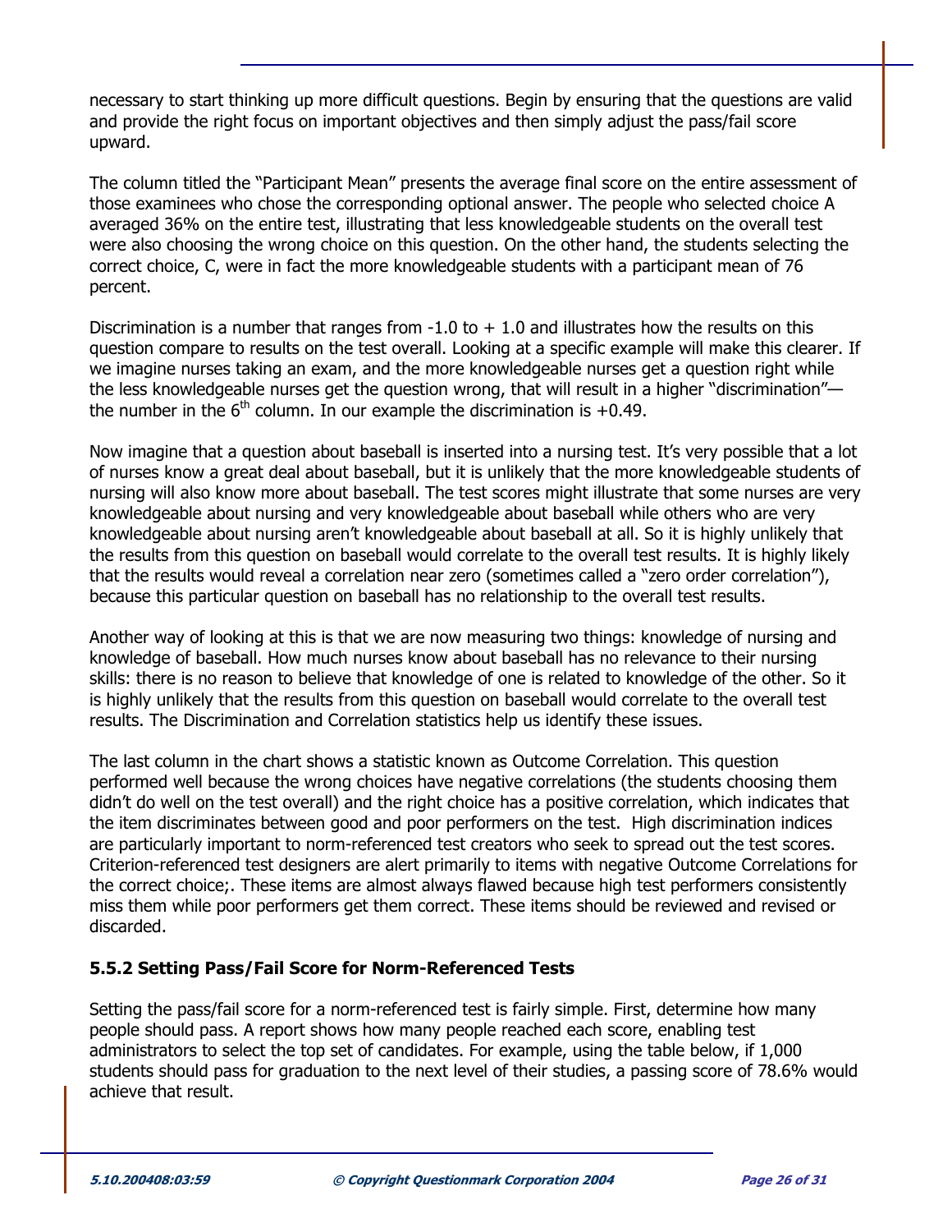necessary to start thinking up more difficult questions. Begin by ensuring that the questions are valid and provide the right focus on important objectives and then simply adjust the pass/fail score upward.

The column titled the "Participant Mean" presents the average final score on the entire assessment of those examinees who chose the corresponding optional answer. The people who selected choice A averaged 36% on the entire test, illustrating that less knowledgeable students on the overall test were also choosing the wrong choice on this question. On the other hand, the students selecting the correct choice, C, were in fact the more knowledgeable students with a participant mean of 76 percent.

Discrimination is a number that ranges from -1.0 to + 1.0 and illustrates how the results on this question compare to results on the test overall. Looking at a specific example will make this clearer. If we imagine nurses taking an exam, and the more knowledgeable nurses get a question right while the less knowledgeable nurses get the question wrong, that will result in a higher "discrimination"—the number in the 6th column. In our example the discrimination is +0.49.

Now imagine that a question about baseball is inserted into a nursing test. It's very possible that a lot of nurses know a great deal about baseball, but it is unlikely that the more knowledgeable students of nursing will also know more about baseball. The test scores might illustrate that some nurses are very knowledgeable about nursing and very knowledgeable about baseball while others who are very knowledgeable about nursing aren't knowledgeable about baseball at all. So it is highly unlikely that the results from this question on baseball would correlate to the overall test results. It is highly likely that the results would reveal a correlation near zero (sometimes called a "zero order correlation"), because this particular question on baseball has no relationship to the overall test results.

Another way of looking at this is that we are now measuring two things: knowledge of nursing and knowledge of baseball. How much nurses know about baseball has no relevance to their nursing skills: there is no reason to believe that knowledge of one is related to knowledge of the other. So it is highly unlikely that the results from this question on baseball would correlate to the overall test results. The Discrimination and Correlation statistics help us identify these issues.

The last column in the chart shows a statistic known as Outcome Correlation. This question performed well because the wrong choices have negative correlations (the students choosing them didn't do well on the test overall) and the right choice has a positive correlation, which indicates that the item discriminates between good and poor performers on the test. High discrimination indices are particularly important to norm-referenced test creators who seek to spread out the test scores. Criterion-referenced test designers are alert primarily to items with negative Outcome Correlations for the correct choice;. These items are almost always flawed because high test performers consistently miss them while poor performers get them correct. These items should be reviewed and revised or discarded.

### 5.5.2 Setting Pass/Fail Score for Norm-Referenced Tests

Setting the pass/fail score for a norm-referenced test is fairly simple. First, determine how many people should pass. A report shows how many people reached each score, enabling test administrators to select the top set of candidates. For example, using the table below, if 1,000 students should pass for graduation to the next level of their studies, a passing score of 78.6% would achieve that result.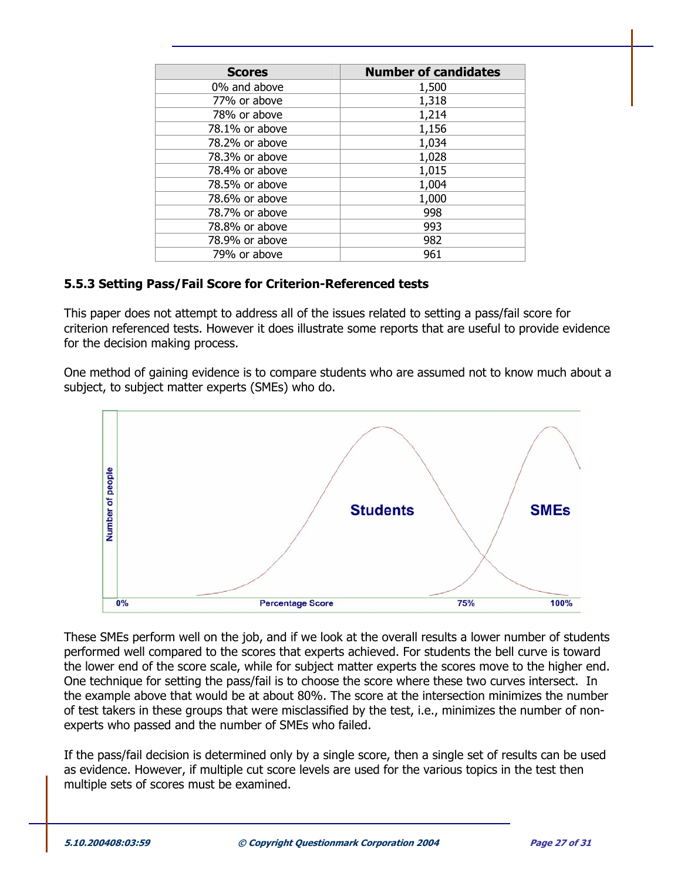| Scores | Number of candidates |
| --- | --- |
| 0% and above | 1,500 |
| 77% or above | 1,318 |
| 78% or above | 1,214 |
| 78.1% or above | 1,156 |
| 78.2% or above | 1,034 |
| 78.3% or above | 1,028 |
| 78.4% or above | 1,015 |
| 78.5% or above | 1,004 |
| 78.6% or above | 1,000 |
| 78.7% or above | 998 |
| 78.8% or above | 993 |
| 78.9% or above | 982 |
| 79% or above | 961 |

### 5.5.3 Setting Pass/Fail Score for Criterion-Referenced tests

This paper does not attempt to address all of the issues related to setting a pass/fail score for criterion referenced tests. However it does illustrate some reports that are useful to provide evidence for the decision making process.

One method of gaining evidence is to compare students who are assumed not to know much about a subject, to subject matter experts (SMEs) who do.

These SMEs perform well on the job, and if we look at the overall results a lower number of students performed well compared to the scores that experts achieved. For students the bell curve is toward the lower end of the score scale, while for subject matter experts the scores move to the higher end. One technique for setting the pass/fail is to choose the score where these two curves intersect. In the example above that would be at about 80%. The score at the intersection minimizes the number of test takers in these groups that were misclassified by the test, i.e., minimizes the number of non-experts who passed and the number of SMEs who failed.

If the pass/fail decision is determined only by a single score, then a single set of results can be used as evidence. However, if multiple cut score levels are used for the various topics in the test then multiple sets of scores must be examined.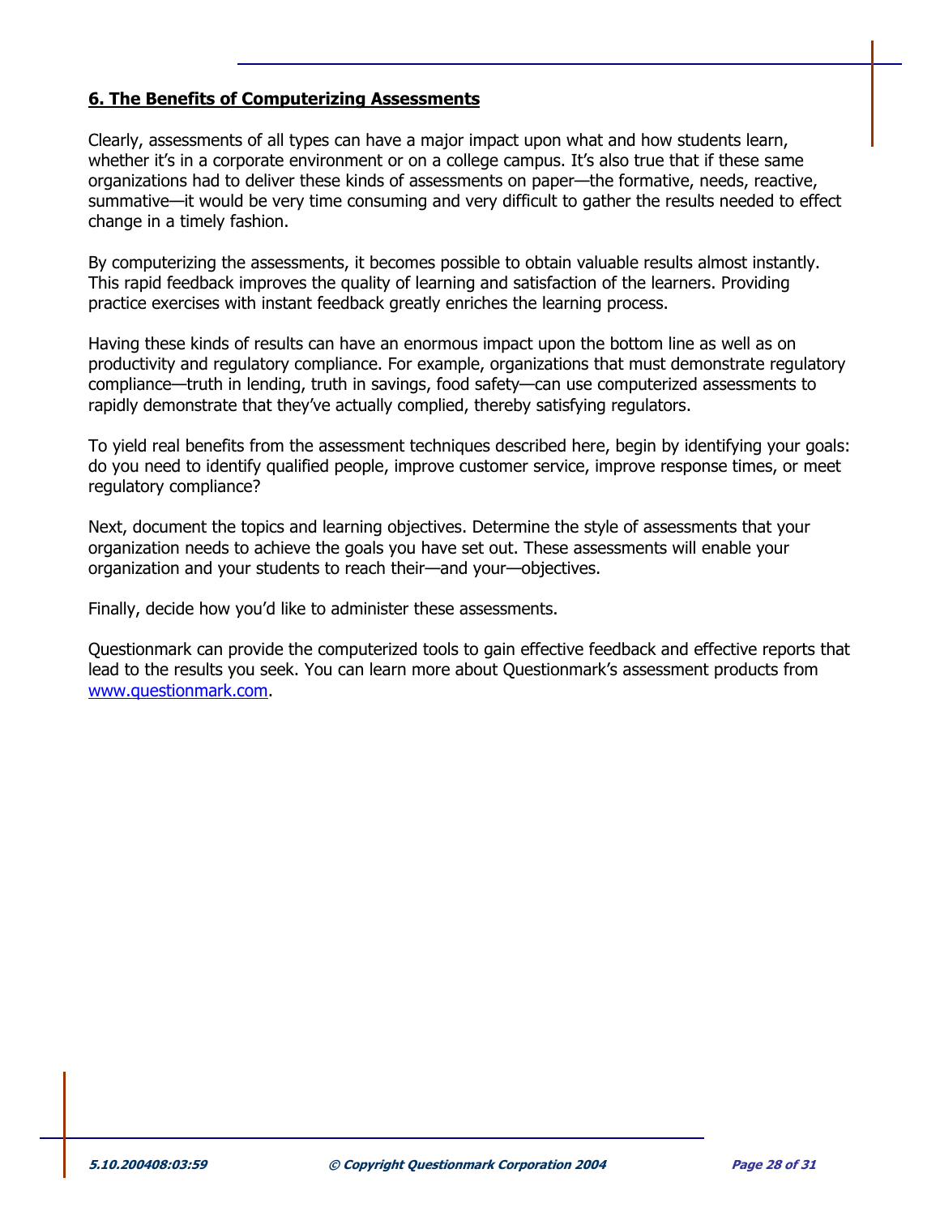## 6. The Benefits of Computerizing Assessments

Clearly, assessments of all types can have a major impact upon what and how students learn, whether it's in a corporate environment or on a college campus. It's also true that if these same organizations had to deliver these kinds of assessments on paper—the formative, needs, reactive, summative—it would be very time consuming and very difficult to gather the results needed to effect change in a timely fashion.

By computerizing the assessments, it becomes possible to obtain valuable results almost instantly. This rapid feedback improves the quality of learning and satisfaction of the learners. Providing practice exercises with instant feedback greatly enriches the learning process.

Having these kinds of results can have an enormous impact upon the bottom line as well as on productivity and regulatory compliance. For example, organizations that must demonstrate regulatory compliance—truth in lending, truth in savings, food safety—can use computerized assessments to rapidly demonstrate that they've actually complied, thereby satisfying regulators.

To yield real benefits from the assessment techniques described here, begin by identifying your goals: do you need to identify qualified people, improve customer service, improve response times, or meet regulatory compliance?

Next, document the topics and learning objectives. Determine the style of assessments that your organization needs to achieve the goals you have set out. These assessments will enable your organization and your students to reach their—and your—objectives.

Finally, decide how you'd like to administer these assessments.

Questionmark can provide the computerized tools to gain effective feedback and effective reports that lead to the results you seek. You can learn more about Questionmark's assessment products from [www.questionmark.com](http://www.questionmark.com).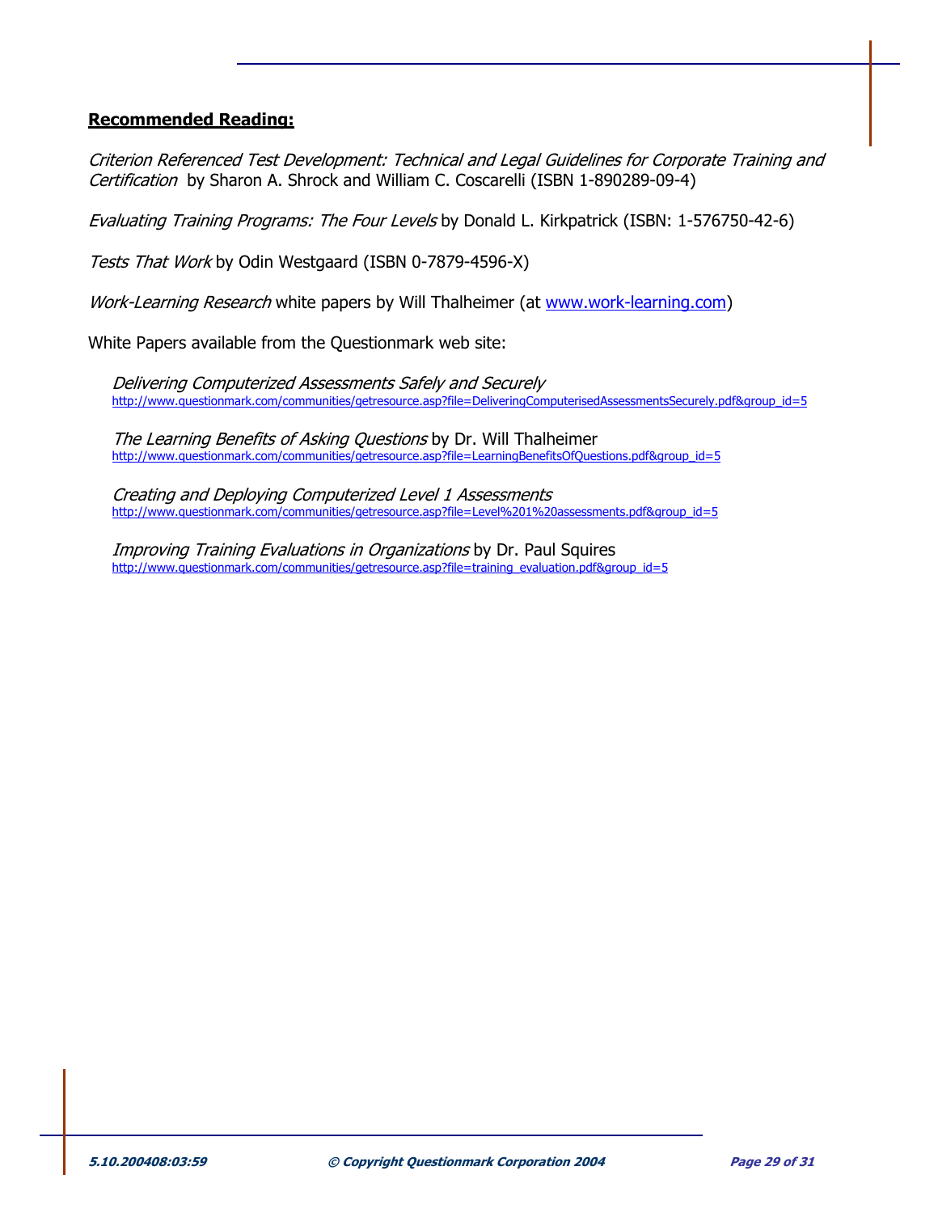**Recommended Reading:**

*Criterion Referenced Test Development: Technical and Legal Guidelines for Corporate Training and Certification* by Sharon A. Shrock and William C. Coscarelli (ISBN 1-890289-09-4)

*Evaluating Training Programs: The Four Levels* by Donald L. Kirkpatrick (ISBN: 1-576750-42-6)

*Tests That Work* by Odin Westgaard (ISBN 0-7879-4596-X)

*Work-Learning Research* white papers by Will Thalheimer (at [www.work-learning.com](http://www.work-learning.com))

White Papers available from the Questionmark web site:

*Delivering Computerized Assessments Safely and Securely*
http://www.questionmark.com/communities/getresource.asp?file=DeliveringComputerisedAssessmentsSecurely.pdf&group_id=5

*The Learning Benefits of Asking Questions* by Dr. Will Thalheimer
http://www.questionmark.com/communities/getresource.asp?file=LearningBenefitsOfQuestions.pdf&group_id=5

*Creating and Deploying Computerized Level 1 Assessments*
http://www.questionmark.com/communities/getresource.asp?file=Level%201%20assessments.pdf&group_id=5

*Improving Training Evaluations in Organizations* by Dr. Paul Squires
http://www.questionmark.com/communities/getresource.asp?file=training_evaluation.pdf&group_id=5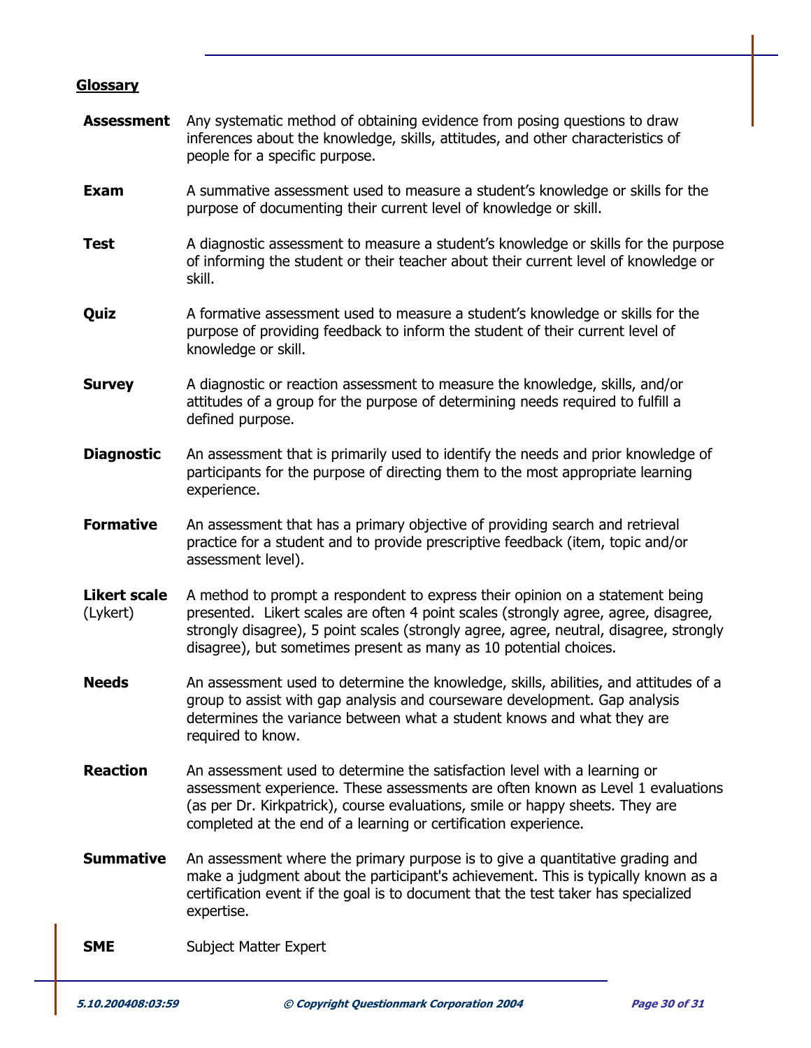## Glossary

**Assessment** Any systematic method of obtaining evidence from posing questions to draw inferences about the knowledge, skills, attitudes, and other characteristics of people for a specific purpose.

**Exam** A summative assessment used to measure a student's knowledge or skills for the purpose of documenting their current level of knowledge or skill.

**Test** A diagnostic assessment to measure a student's knowledge or skills for the purpose of informing the student or their teacher about their current level of knowledge or skill.

**Quiz** A formative assessment used to measure a student's knowledge or skills for the purpose of providing feedback to inform the student of their current level of knowledge or skill.

**Survey** A diagnostic or reaction assessment to measure the knowledge, skills, and/or attitudes of a group for the purpose of determining needs required to fulfill a defined purpose.

**Diagnostic** An assessment that is primarily used to identify the needs and prior knowledge of participants for the purpose of directing them to the most appropriate learning experience.

**Formative** An assessment that has a primary objective of providing search and retrieval practice for a student and to provide prescriptive feedback (item, topic and/or assessment level).

**Likert scale** (Lykert) A method to prompt a respondent to express their opinion on a statement being presented. Likert scales are often 4 point scales (strongly agree, agree, disagree, strongly disagree), 5 point scales (strongly agree, agree, neutral, disagree, strongly disagree), but sometimes present as many as 10 potential choices.

**Needs** An assessment used to determine the knowledge, skills, abilities, and attitudes of a group to assist with gap analysis and courseware development. Gap analysis determines the variance between what a student knows and what they are required to know.

**Reaction** An assessment used to determine the satisfaction level with a learning or assessment experience. These assessments are often known as Level 1 evaluations (as per Dr. Kirkpatrick), course evaluations, smile or happy sheets. They are completed at the end of a learning or certification experience.

**Summative** An assessment where the primary purpose is to give a quantitative grading and make a judgment about the participant's achievement. This is typically known as a certification event if the goal is to document that the test taker has specialized expertise.

**SME** Subject Matter Expert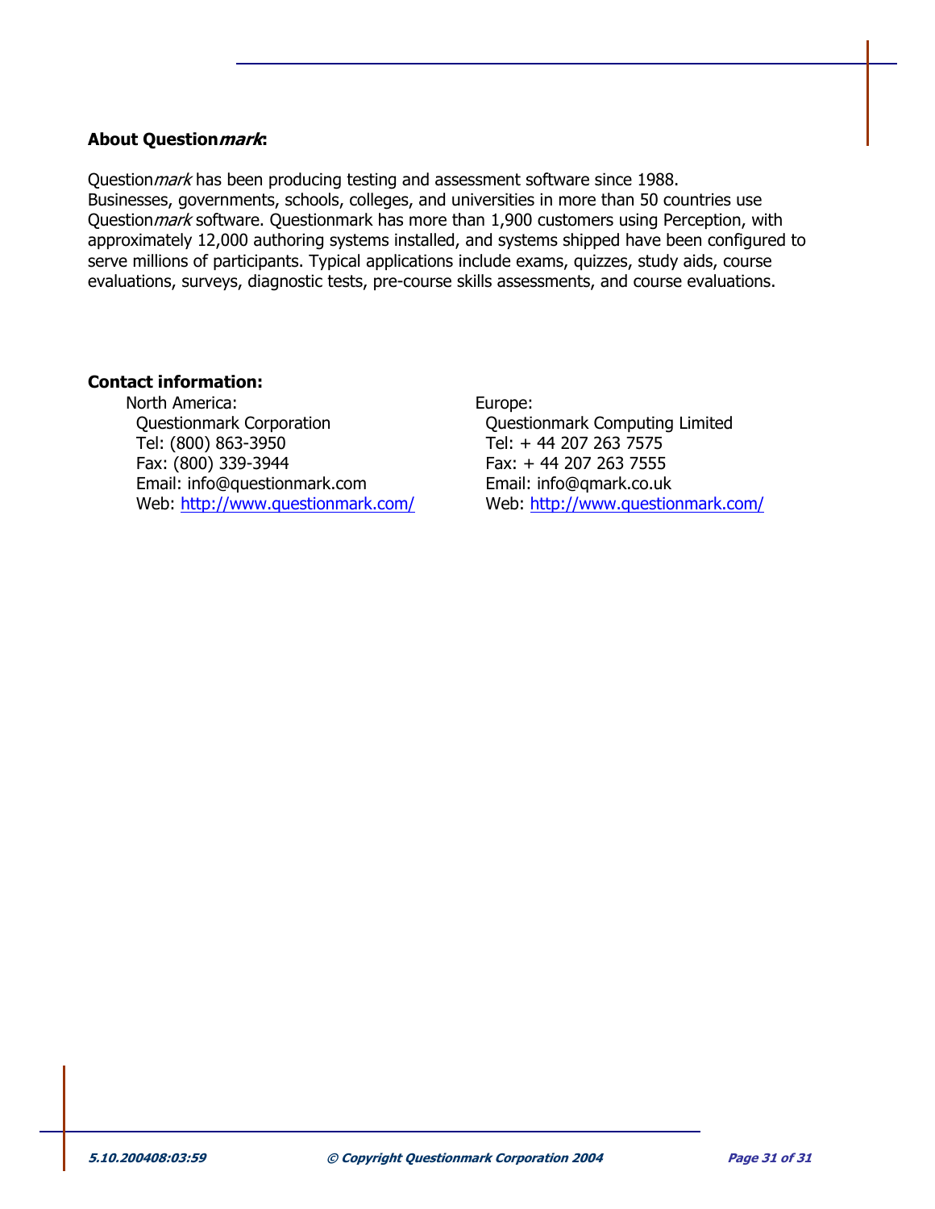**About Question*mark*:**

Question*mark* has been producing testing and assessment software since 1988. Businesses, governments, schools, colleges, and universities in more than 50 countries use Question*mark* software. Questionmark has more than 1,900 customers using Perception, with approximately 12,000 authoring systems installed, and systems shipped have been configured to serve millions of participants. Typical applications include exams, quizzes, study aids, course evaluations, surveys, diagnostic tests, pre-course skills assessments, and course evaluations.

**Contact information:**

North America:
Questionmark Corporation
Tel: (800) 863-3950
Fax: (800) 339-3944
Email: info@questionmark.com
Web: [http://www.questionmark.com/](http://www.questionmark.com/)

Europe:
Questionmark Computing Limited
Tel: + 44 207 263 7575
Fax: + 44 207 263 7555
Email: info@qmark.co.uk
Web: [http://www.questionmark.com/](http://www.questionmark.com/)